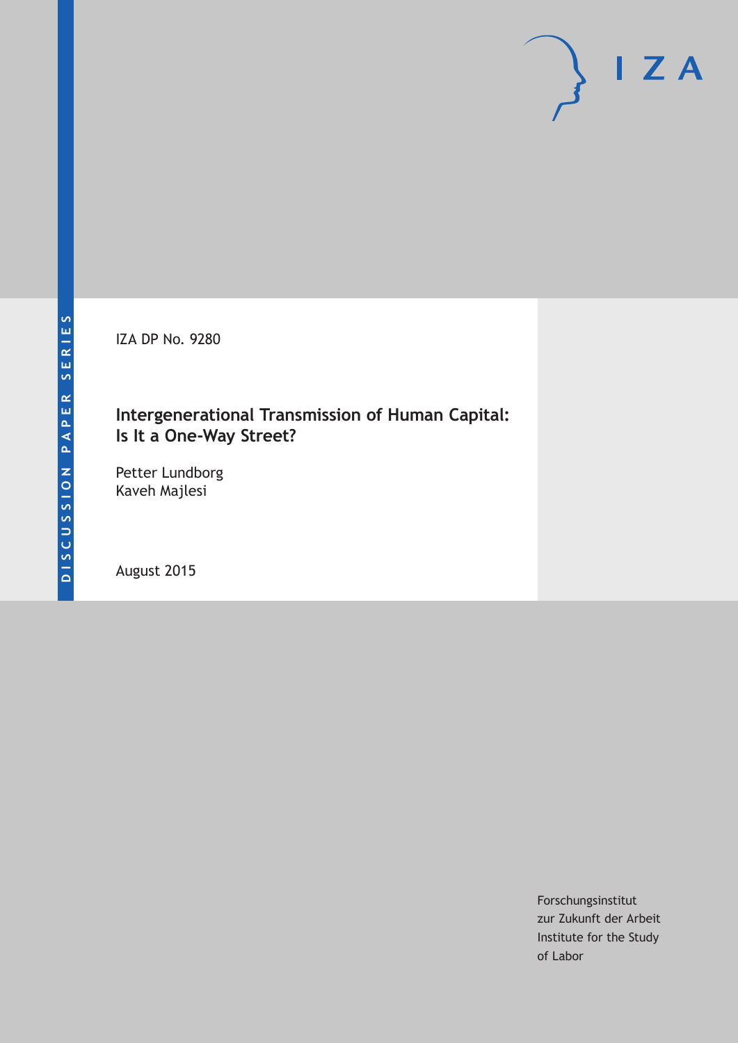DISCUSSION PAPER SERIES

IZA

IZA DP No. 9280

# Intergenerational Transmission of Human Capital: Is It a One-Way Street?

Petter Lundborg
Kaveh Majlesi

August 2015

Forschungsinstitut
zur Zukunft der Arbeit
Institute for the Study
of Labor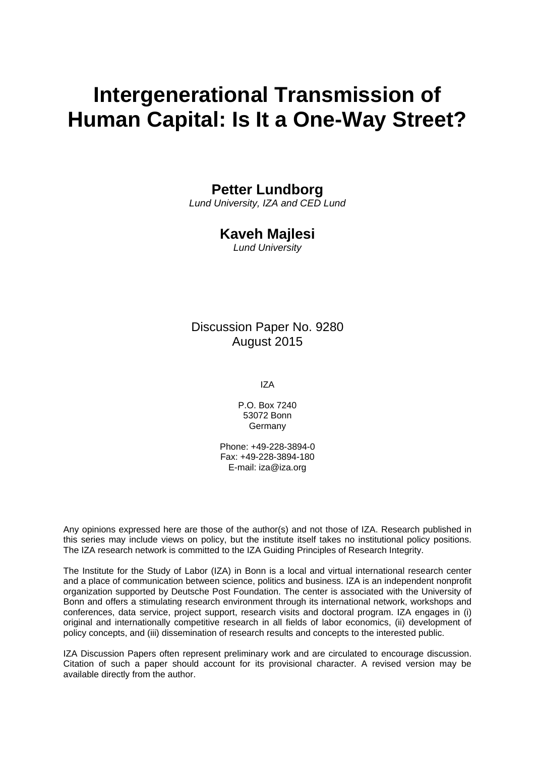# Intergenerational Transmission of Human Capital: Is It a One-Way Street?

**Petter Lundborg**
*Lund University, IZA and CED Lund*

**Kaveh Majlesi**
*Lund University*

Discussion Paper No. 9280
August 2015

IZA

P.O. Box 7240
53072 Bonn
Germany

Phone: +49-228-3894-0
Fax: +49-228-3894-180
E-mail: iza@iza.org

Any opinions expressed here are those of the author(s) and not those of IZA. Research published in this series may include views on policy, but the institute itself takes no institutional policy positions. The IZA research network is committed to the IZA Guiding Principles of Research Integrity.

The Institute for the Study of Labor (IZA) in Bonn is a local and virtual international research center and a place of communication between science, politics and business. IZA is an independent nonprofit organization supported by Deutsche Post Foundation. The center is associated with the University of Bonn and offers a stimulating research environment through its international network, workshops and conferences, data service, project support, research visits and doctoral program. IZA engages in (i) original and internationally competitive research in all fields of labor economics, (ii) development of policy concepts, and (iii) dissemination of research results and concepts to the interested public.

IZA Discussion Papers often represent preliminary work and are circulated to encourage discussion. Citation of such a paper should account for its provisional character. A revised version may be available directly from the author.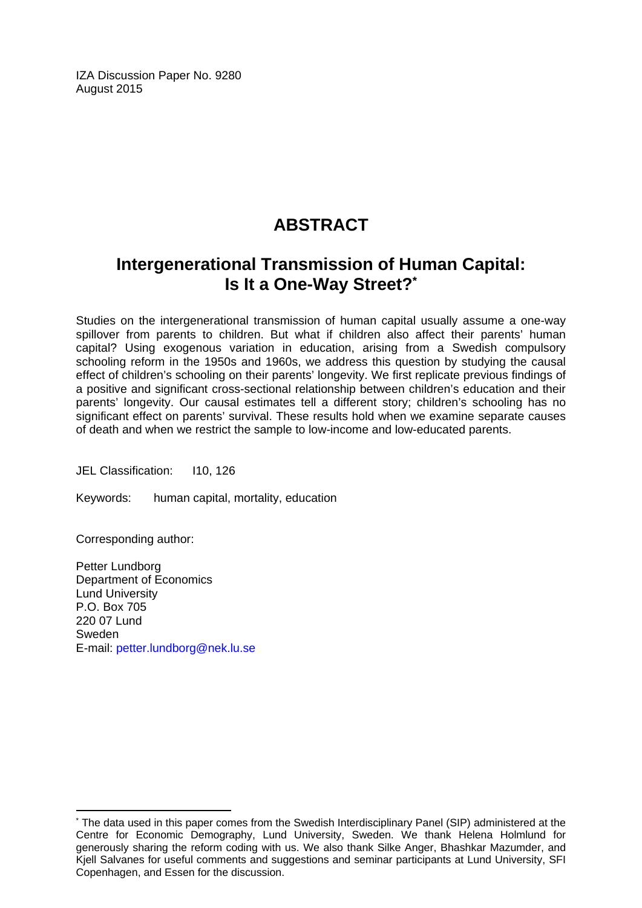IZA Discussion Paper No. 9280
August 2015

# ABSTRACT

## Intergenerational Transmission of Human Capital: Is It a One-Way Street?*

Studies on the intergenerational transmission of human capital usually assume a one-way spillover from parents to children. But what if children also affect their parents' human capital? Using exogenous variation in education, arising from a Swedish compulsory schooling reform in the 1950s and 1960s, we address this question by studying the causal effect of children's schooling on their parents' longevity. We first replicate previous findings of a positive and significant cross-sectional relationship between children's education and their parents' longevity. Our causal estimates tell a different story; children's schooling has no significant effect on parents' survival. These results hold when we examine separate causes of death and when we restrict the sample to low-income and low-educated parents.

JEL Classification: I10, I26

Keywords: human capital, mortality, education

Corresponding author:

Petter Lundborg
Department of Economics
Lund University
P.O. Box 705
220 07 Lund
Sweden
E-mail: petter.lundborg@nek.lu.se

---

* The data used in this paper comes from the Swedish Interdisciplinary Panel (SIP) administered at the Centre for Economic Demography, Lund University, Sweden. We thank Helena Holmlund for generously sharing the reform coding with us. We also thank Silke Anger, Bhashkar Mazumder, and Kjell Salvanes for useful comments and suggestions and seminar participants at Lund University, SFI Copenhagen, and Essen for the discussion.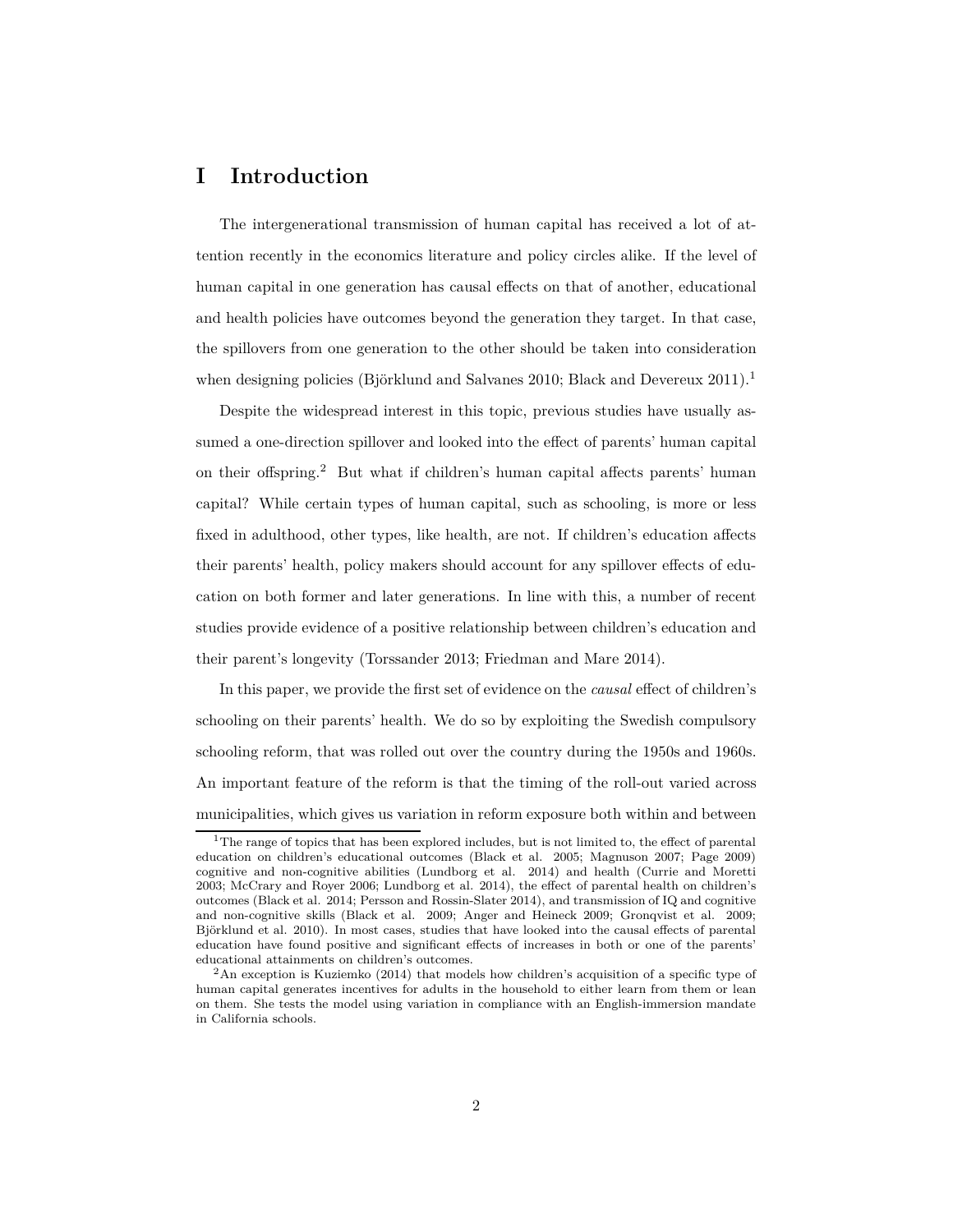# I Introduction

The intergenerational transmission of human capital has received a lot of attention recently in the economics literature and policy circles alike. If the level of human capital in one generation has causal effects on that of another, educational and health policies have outcomes beyond the generation they target. In that case, the spillovers from one generation to the other should be taken into consideration when designing policies (Björklund and Salvanes 2010; Black and Devereux 2011).[1]

Despite the widespread interest in this topic, previous studies have usually assumed a one-direction spillover and looked into the effect of parents' human capital on their offspring.[2] But what if children's human capital affects parents' human capital? While certain types of human capital, such as schooling, is more or less fixed in adulthood, other types, like health, are not. If children's education affects their parents' health, policy makers should account for any spillover effects of education on both former and later generations. In line with this, a number of recent studies provide evidence of a positive relationship between children's education and their parent's longevity (Torssander 2013; Friedman and Mare 2014).

In this paper, we provide the first set of evidence on the *causal* effect of children's schooling on their parents' health. We do so by exploiting the Swedish compulsory schooling reform, that was rolled out over the country during the 1950s and 1960s. An important feature of the reform is that the timing of the roll-out varied across municipalities, which gives us variation in reform exposure both within and between

[1] The range of topics that has been explored includes, but is not limited to, the effect of parental education on children's educational outcomes (Black et al. 2005; Magnuson 2007; Page 2009) cognitive and non-cognitive abilities (Lundborg et al. 2014) and health (Currie and Moretti 2003; McCrary and Royer 2006; Lundborg et al. 2014), the effect of parental health on children's outcomes (Black et al. 2014; Persson and Rossin-Slater 2014), and transmission of IQ and cognitive and non-cognitive skills (Black et al. 2009; Anger and Heineck 2009; Gronqvist et al. 2009; Björklund et al. 2010). In most cases, studies that have looked into the causal effects of parental education have found positive and significant effects of increases in both or one of the parents' educational attainments on children's outcomes.

[2] An exception is Kuziemko (2014) that models how children's acquisition of a specific type of human capital generates incentives for adults in the household to either learn from them or lean on them. She tests the model using variation in compliance with an English-immersion mandate in California schools.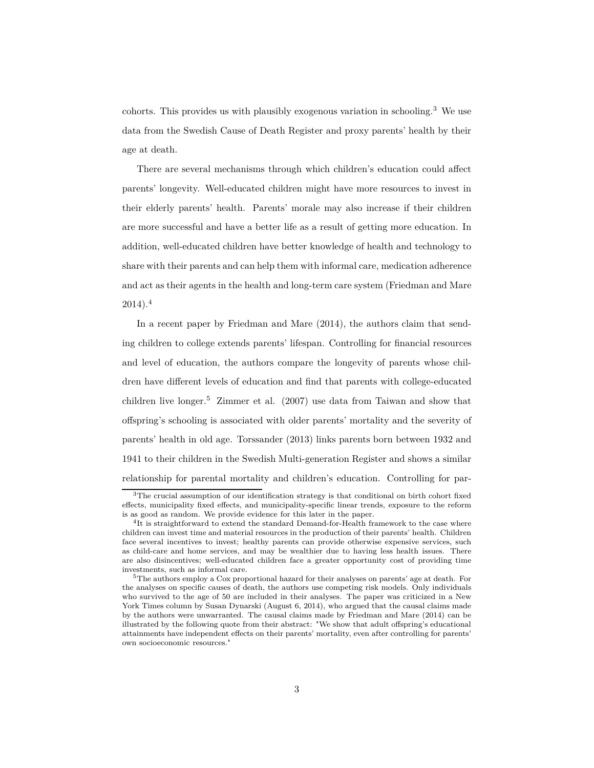cohorts. This provides us with plausibly exogenous variation in schooling.[3] We use data from the Swedish Cause of Death Register and proxy parents' health by their age at death.

There are several mechanisms through which children's education could affect parents' longevity. Well-educated children might have more resources to invest in their elderly parents' health. Parents' morale may also increase if their children are more successful and have a better life as a result of getting more education. In addition, well-educated children have better knowledge of health and technology to share with their parents and can help them with informal care, medication adherence and act as their agents in the health and long-term care system (Friedman and Mare 2014).[4]

In a recent paper by Friedman and Mare (2014), the authors claim that sending children to college extends parents' lifespan. Controlling for financial resources and level of education, the authors compare the longevity of parents whose children have different levels of education and find that parents with college-educated children live longer.[5] Zimmer et al. (2007) use data from Taiwan and show that offspring's schooling is associated with older parents' mortality and the severity of parents' health in old age. Torssander (2013) links parents born between 1932 and 1941 to their children in the Swedish Multi-generation Register and shows a similar relationship for parental mortality and children's education. Controlling for par-

[3]The crucial assumption of our identification strategy is that conditional on birth cohort fixed effects, municipality fixed effects, and municipality-specific linear trends, exposure to the reform is as good as random. We provide evidence for this later in the paper.

[4]It is straightforward to extend the standard Demand-for-Health framework to the case where children can invest time and material resources in the production of their parents' health. Children face several incentives to invest; healthy parents can provide otherwise expensive services, such as child-care and home services, and may be wealthier due to having less health issues. There are also disincentives; well-educated children face a greater opportunity cost of providing time investments, such as informal care.

[5]The authors employ a Cox proportional hazard for their analyses on parents' age at death. For the analyses on specific causes of death, the authors use competing risk models. Only individuals who survived to the age of 50 are included in their analyses. The paper was criticized in a New York Times column by Susan Dynarski (August 6, 2014), who argued that the causal claims made by the authors were unwarranted. The causal claims made by Friedman and Mare (2014) can be illustrated by the following quote from their abstract: "We show that adult offspring's educational attainments have independent effects on their parents' mortality, even after controlling for parents' own socioeconomic resources."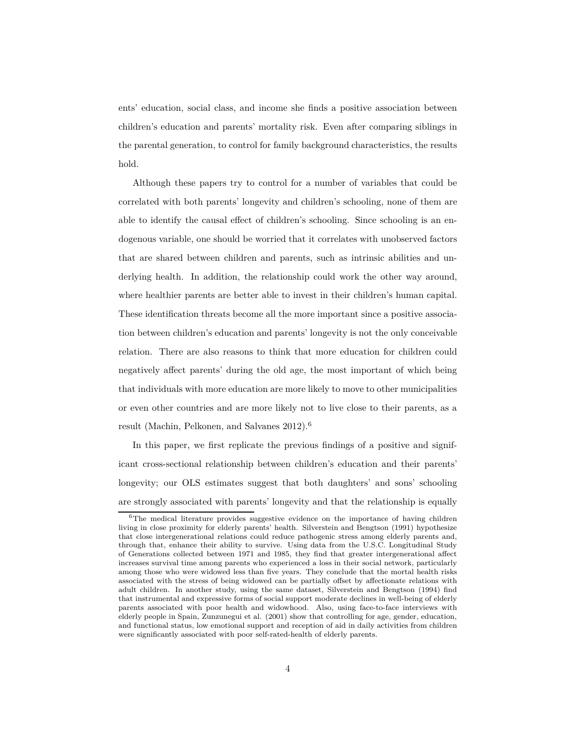ents' education, social class, and income she finds a positive association between children's education and parents' mortality risk. Even after comparing siblings in the parental generation, to control for family background characteristics, the results hold.

Although these papers try to control for a number of variables that could be correlated with both parents' longevity and children's schooling, none of them are able to identify the causal effect of children's schooling. Since schooling is an endogenous variable, one should be worried that it correlates with unobserved factors that are shared between children and parents, such as intrinsic abilities and underlying health. In addition, the relationship could work the other way around, where healthier parents are better able to invest in their children's human capital. These identification threats become all the more important since a positive association between children's education and parents' longevity is not the only conceivable relation. There are also reasons to think that more education for children could negatively affect parents' during the old age, the most important of which being that individuals with more education are more likely to move to other municipalities or even other countries and are more likely not to live close to their parents, as a result (Machin, Pelkonen, and Salvanes 2012).[6]

In this paper, we first replicate the previous findings of a positive and significant cross-sectional relationship between children's education and their parents' longevity; our OLS estimates suggest that both daughters' and sons' schooling are strongly associated with parents' longevity and that the relationship is equally

[6]The medical literature provides suggestive evidence on the importance of having children living in close proximity for elderly parents' health. Silverstein and Bengtson (1991) hypothesize that close intergenerational relations could reduce pathogenic stress among elderly parents and, through that, enhance their ability to survive. Using data from the U.S.C. Longitudinal Study of Generations collected between 1971 and 1985, they find that greater intergenerational affect increases survival time among parents who experienced a loss in their social network, particularly among those who were widowed less than five years. They conclude that the mortal health risks associated with the stress of being widowed can be partially offset by affectionate relations with adult children. In another study, using the same dataset, Silverstein and Bengtson (1994) find that instrumental and expressive forms of social support moderate declines in well-being of elderly parents associated with poor health and widowhood. Also, using face-to-face interviews with elderly people in Spain, Zunzunegui et al. (2001) show that controlling for age, gender, education, and functional status, low emotional support and reception of aid in daily activities from children were significantly associated with poor self-rated-health of elderly parents.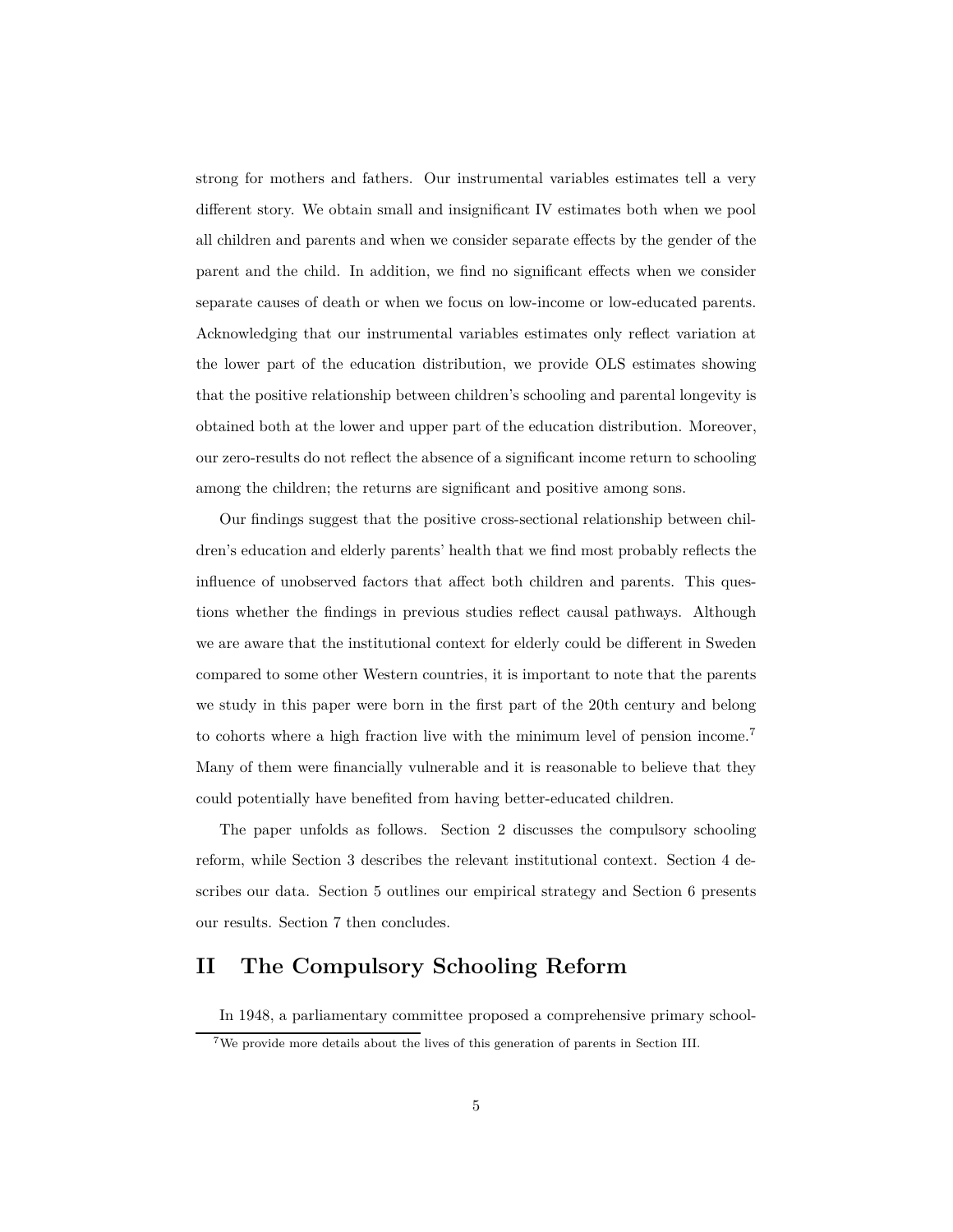strong for mothers and fathers. Our instrumental variables estimates tell a very different story. We obtain small and insignificant IV estimates both when we pool all children and parents and when we consider separate effects by the gender of the parent and the child. In addition, we find no significant effects when we consider separate causes of death or when we focus on low-income or low-educated parents. Acknowledging that our instrumental variables estimates only reflect variation at the lower part of the education distribution, we provide OLS estimates showing that the positive relationship between children's schooling and parental longevity is obtained both at the lower and upper part of the education distribution. Moreover, our zero-results do not reflect the absence of a significant income return to schooling among the children; the returns are significant and positive among sons.

Our findings suggest that the positive cross-sectional relationship between children's education and elderly parents' health that we find most probably reflects the influence of unobserved factors that affect both children and parents. This questions whether the findings in previous studies reflect causal pathways. Although we are aware that the institutional context for elderly could be different in Sweden compared to some other Western countries, it is important to note that the parents we study in this paper were born in the first part of the 20th century and belong to cohorts where a high fraction live with the minimum level of pension income.[7] Many of them were financially vulnerable and it is reasonable to believe that they could potentially have benefited from having better-educated children.

The paper unfolds as follows. Section 2 discusses the compulsory schooling reform, while Section 3 describes the relevant institutional context. Section 4 describes our data. Section 5 outlines our empirical strategy and Section 6 presents our results. Section 7 then concludes.

# II The Compulsory Schooling Reform

In 1948, a parliamentary committee proposed a comprehensive primary school-

[7] We provide more details about the lives of this generation of parents in Section III.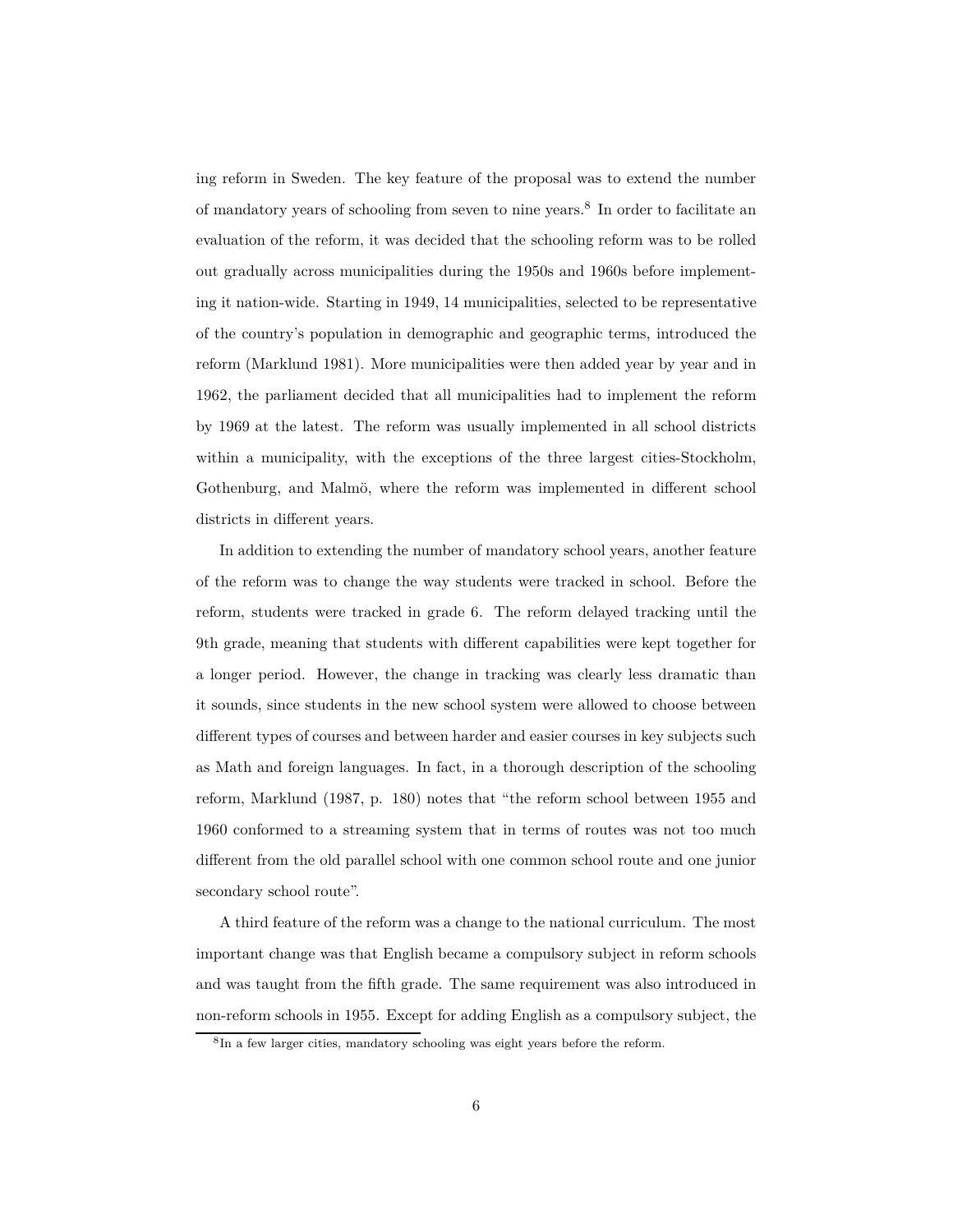ing reform in Sweden. The key feature of the proposal was to extend the number of mandatory years of schooling from seven to nine years.[8] In order to facilitate an evaluation of the reform, it was decided that the schooling reform was to be rolled out gradually across municipalities during the 1950s and 1960s before implementing it nation-wide. Starting in 1949, 14 municipalities, selected to be representative of the country's population in demographic and geographic terms, introduced the reform (Marklund 1981). More municipalities were then added year by year and in 1962, the parliament decided that all municipalities had to implement the reform by 1969 at the latest. The reform was usually implemented in all school districts within a municipality, with the exceptions of the three largest cities-Stockholm, Gothenburg, and Malmö, where the reform was implemented in different school districts in different years.

In addition to extending the number of mandatory school years, another feature of the reform was to change the way students were tracked in school. Before the reform, students were tracked in grade 6. The reform delayed tracking until the 9th grade, meaning that students with different capabilities were kept together for a longer period. However, the change in tracking was clearly less dramatic than it sounds, since students in the new school system were allowed to choose between different types of courses and between harder and easier courses in key subjects such as Math and foreign languages. In fact, in a thorough description of the schooling reform, Marklund (1987, p. 180) notes that "the reform school between 1955 and 1960 conformed to a streaming system that in terms of routes was not too much different from the old parallel school with one common school route and one junior secondary school route".

A third feature of the reform was a change to the national curriculum. The most important change was that English became a compulsory subject in reform schools and was taught from the fifth grade. The same requirement was also introduced in non-reform schools in 1955. Except for adding English as a compulsory subject, the

[8] In a few larger cities, mandatory schooling was eight years before the reform.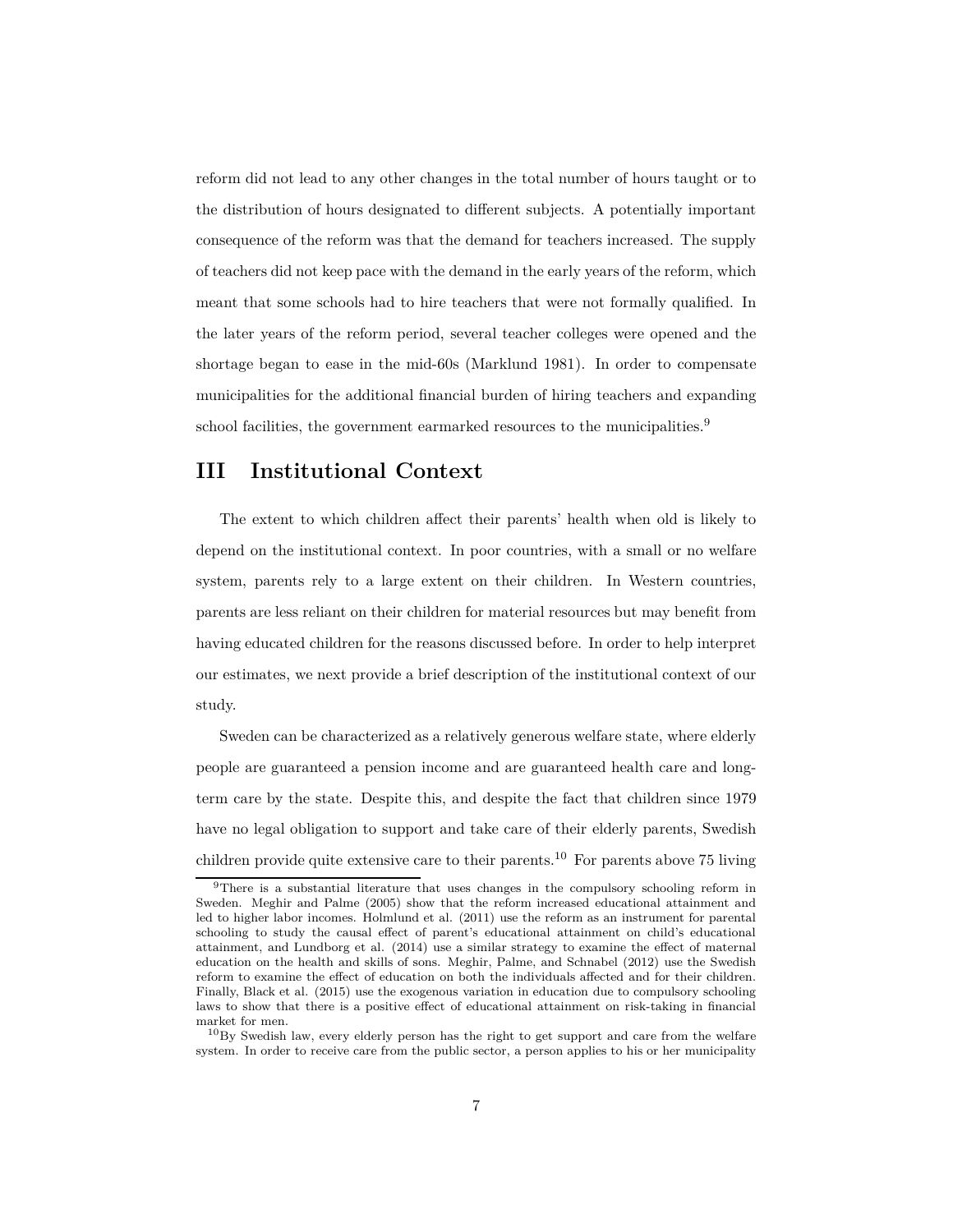reform did not lead to any other changes in the total number of hours taught or to the distribution of hours designated to different subjects. A potentially important consequence of the reform was that the demand for teachers increased. The supply of teachers did not keep pace with the demand in the early years of the reform, which meant that some schools had to hire teachers that were not formally qualified. In the later years of the reform period, several teacher colleges were opened and the shortage began to ease in the mid-60s (Marklund 1981). In order to compensate municipalities for the additional financial burden of hiring teachers and expanding school facilities, the government earmarked resources to the municipalities.[9]

# III Institutional Context

The extent to which children affect their parents' health when old is likely to depend on the institutional context. In poor countries, with a small or no welfare system, parents rely to a large extent on their children. In Western countries, parents are less reliant on their children for material resources but may benefit from having educated children for the reasons discussed before. In order to help interpret our estimates, we next provide a brief description of the institutional context of our study.

Sweden can be characterized as a relatively generous welfare state, where elderly people are guaranteed a pension income and are guaranteed health care and long-term care by the state. Despite this, and despite the fact that children since 1979 have no legal obligation to support and take care of their elderly parents, Swedish children provide quite extensive care to their parents.[10] For parents above 75 living

[9]There is a substantial literature that uses changes in the compulsory schooling reform in Sweden. Meghir and Palme (2005) show that the reform increased educational attainment and led to higher labor incomes. Holmlund et al. (2011) use the reform as an instrument for parental schooling to study the causal effect of parent's educational attainment on child's educational attainment, and Lundborg et al. (2014) use a similar strategy to examine the effect of maternal education on the health and skills of sons. Meghir, Palme, and Schnabel (2012) use the Swedish reform to examine the effect of education on both the individuals affected and for their children. Finally, Black et al. (2015) use the exogenous variation in education due to compulsory schooling laws to show that there is a positive effect of educational attainment on risk-taking in financial market for men.

[10]By Swedish law, every elderly person has the right to get support and care from the welfare system. In order to receive care from the public sector, a person applies to his or her municipality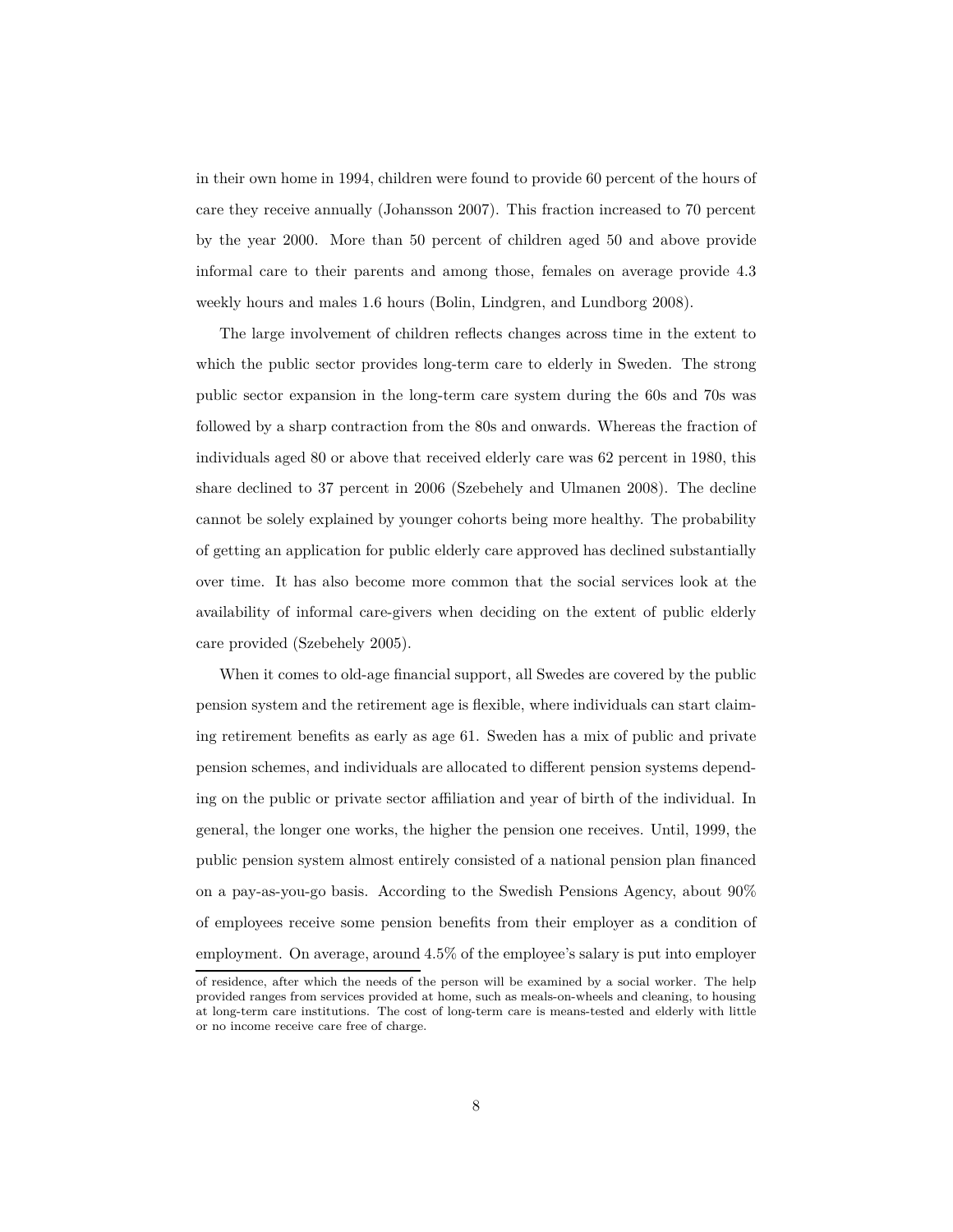in their own home in 1994, children were found to provide 60 percent of the hours of care they receive annually (Johansson 2007). This fraction increased to 70 percent by the year 2000. More than 50 percent of children aged 50 and above provide informal care to their parents and among those, females on average provide 4.3 weekly hours and males 1.6 hours (Bolin, Lindgren, and Lundborg 2008).

The large involvement of children reflects changes across time in the extent to which the public sector provides long-term care to elderly in Sweden. The strong public sector expansion in the long-term care system during the 60s and 70s was followed by a sharp contraction from the 80s and onwards. Whereas the fraction of individuals aged 80 or above that received elderly care was 62 percent in 1980, this share declined to 37 percent in 2006 (Szebehely and Ulmanen 2008). The decline cannot be solely explained by younger cohorts being more healthy. The probability of getting an application for public elderly care approved has declined substantially over time. It has also become more common that the social services look at the availability of informal care-givers when deciding on the extent of public elderly care provided (Szebehely 2005).

When it comes to old-age financial support, all Swedes are covered by the public pension system and the retirement age is flexible, where individuals can start claiming retirement benefits as early as age 61. Sweden has a mix of public and private pension schemes, and individuals are allocated to different pension systems depending on the public or private sector affiliation and year of birth of the individual. In general, the longer one works, the higher the pension one receives. Until, 1999, the public pension system almost entirely consisted of a national pension plan financed on a pay-as-you-go basis. According to the Swedish Pensions Agency, about 90% of employees receive some pension benefits from their employer as a condition of employment. On average, around 4.5% of the employee's salary is put into employer

of residence, after which the needs of the person will be examined by a social worker. The help provided ranges from services provided at home, such as meals-on-wheels and cleaning, to housing at long-term care institutions. The cost of long-term care is means-tested and elderly with little or no income receive care free of charge.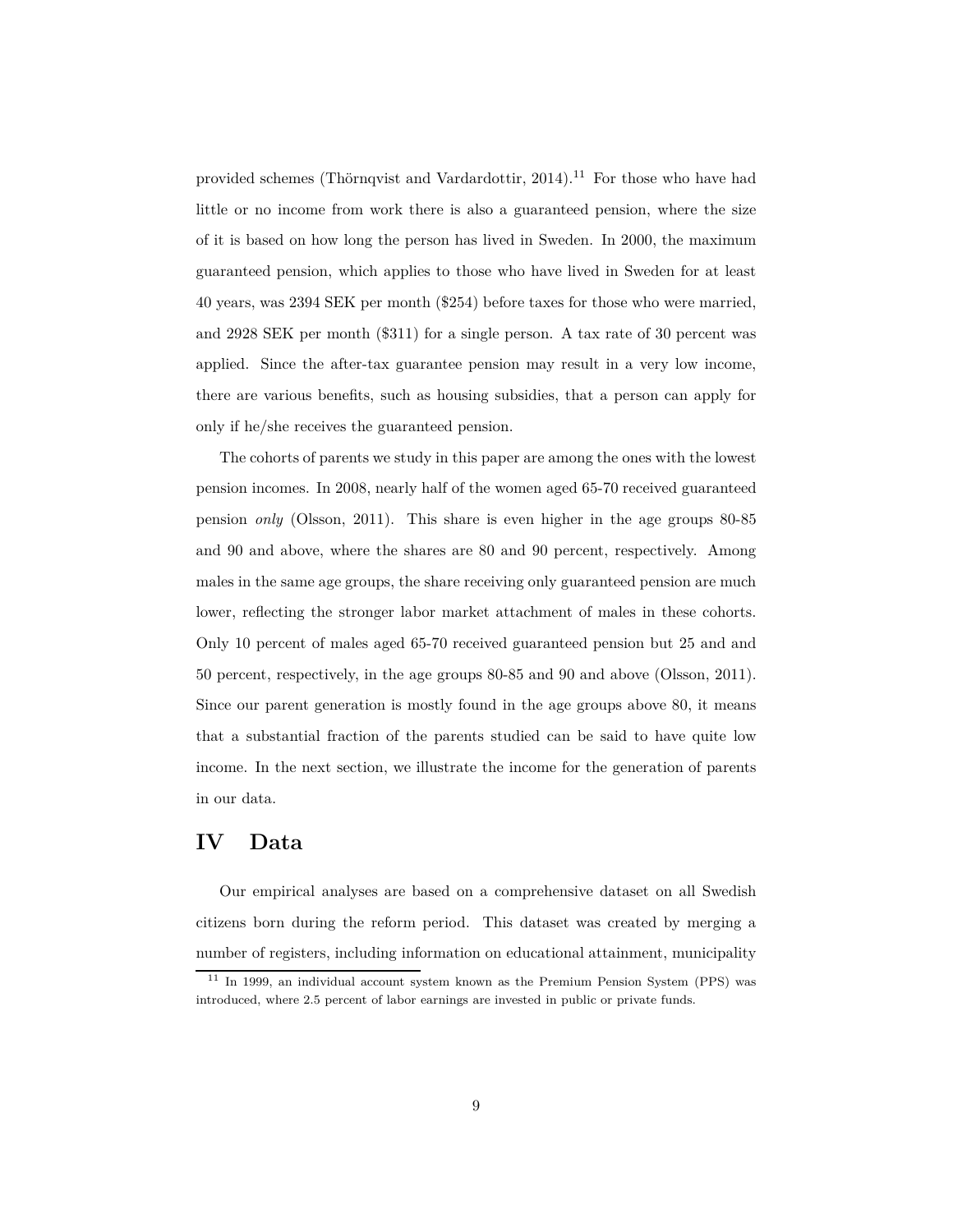provided schemes (Thörnqvist and Vardardottir, 2014).[11] For those who have had little or no income from work there is also a guaranteed pension, where the size of it is based on how long the person has lived in Sweden. In 2000, the maximum guaranteed pension, which applies to those who have lived in Sweden for at least 40 years, was 2394 SEK per month ($254) before taxes for those who were married, and 2928 SEK per month ($311) for a single person. A tax rate of 30 percent was applied. Since the after-tax guarantee pension may result in a very low income, there are various benefits, such as housing subsidies, that a person can apply for only if he/she receives the guaranteed pension.

The cohorts of parents we study in this paper are among the ones with the lowest pension incomes. In 2008, nearly half of the women aged 65-70 received guaranteed pension *only* (Olsson, 2011). This share is even higher in the age groups 80-85 and 90 and above, where the shares are 80 and 90 percent, respectively. Among males in the same age groups, the share receiving only guaranteed pension are much lower, reflecting the stronger labor market attachment of males in these cohorts. Only 10 percent of males aged 65-70 received guaranteed pension but 25 and and 50 percent, respectively, in the age groups 80-85 and 90 and above (Olsson, 2011). Since our parent generation is mostly found in the age groups above 80, it means that a substantial fraction of the parents studied can be said to have quite low income. In the next section, we illustrate the income for the generation of parents in our data.

# IV Data

Our empirical analyses are based on a comprehensive dataset on all Swedish citizens born during the reform period. This dataset was created by merging a number of registers, including information on educational attainment, municipality

[11] In 1999, an individual account system known as the Premium Pension System (PPS) was introduced, where 2.5 percent of labor earnings are invested in public or private funds.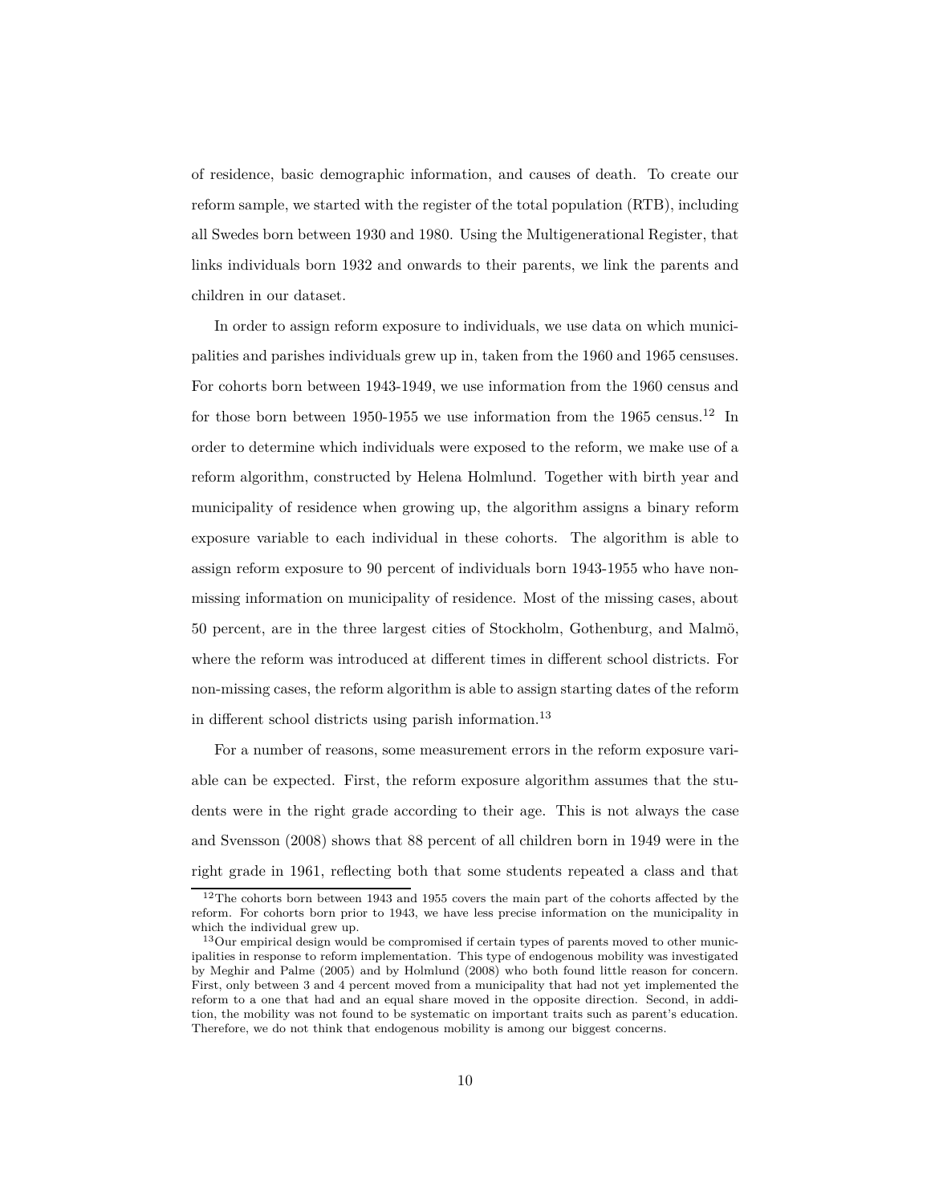of residence, basic demographic information, and causes of death. To create our reform sample, we started with the register of the total population (RTB), including all Swedes born between 1930 and 1980. Using the Multigenerational Register, that links individuals born 1932 and onwards to their parents, we link the parents and children in our dataset.

In order to assign reform exposure to individuals, we use data on which municipalities and parishes individuals grew up in, taken from the 1960 and 1965 censuses. For cohorts born between 1943-1949, we use information from the 1960 census and for those born between 1950-1955 we use information from the 1965 census.[12] In order to determine which individuals were exposed to the reform, we make use of a reform algorithm, constructed by Helena Holmlund. Together with birth year and municipality of residence when growing up, the algorithm assigns a binary reform exposure variable to each individual in these cohorts. The algorithm is able to assign reform exposure to 90 percent of individuals born 1943-1955 who have non-missing information on municipality of residence. Most of the missing cases, about 50 percent, are in the three largest cities of Stockholm, Gothenburg, and Malmö, where the reform was introduced at different times in different school districts. For non-missing cases, the reform algorithm is able to assign starting dates of the reform in different school districts using parish information.[13]

For a number of reasons, some measurement errors in the reform exposure variable can be expected. First, the reform exposure algorithm assumes that the students were in the right grade according to their age. This is not always the case and Svensson (2008) shows that 88 percent of all children born in 1949 were in the right grade in 1961, reflecting both that some students repeated a class and that

[12] The cohorts born between 1943 and 1955 covers the main part of the cohorts affected by the reform. For cohorts born prior to 1943, we have less precise information on the municipality in which the individual grew up.

[13] Our empirical design would be compromised if certain types of parents moved to other municipalities in response to reform implementation. This type of endogenous mobility was investigated by Meghir and Palme (2005) and by Holmlund (2008) who both found little reason for concern. First, only between 3 and 4 percent moved from a municipality that had not yet implemented the reform to a one that had and an equal share moved in the opposite direction. Second, in addition, the mobility was not found to be systematic on important traits such as parent's education. Therefore, we do not think that endogenous mobility is among our biggest concerns.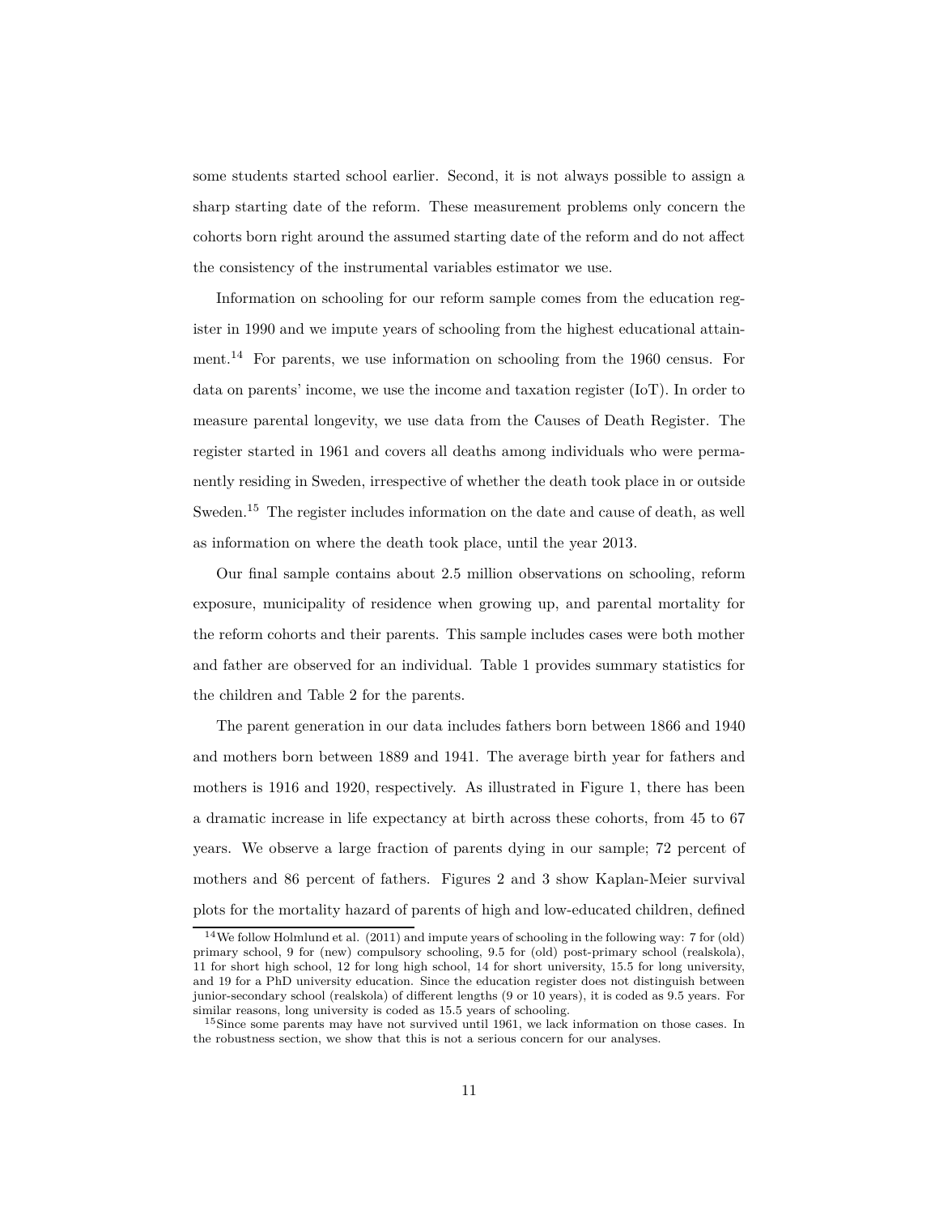some students started school earlier. Second, it is not always possible to assign a sharp starting date of the reform. These measurement problems only concern the cohorts born right around the assumed starting date of the reform and do not affect the consistency of the instrumental variables estimator we use.

Information on schooling for our reform sample comes from the education register in 1990 and we impute years of schooling from the highest educational attainment.[14] For parents, we use information on schooling from the 1960 census. For data on parents' income, we use the income and taxation register (IoT). In order to measure parental longevity, we use data from the Causes of Death Register. The register started in 1961 and covers all deaths among individuals who were permanently residing in Sweden, irrespective of whether the death took place in or outside Sweden.[15] The register includes information on the date and cause of death, as well as information on where the death took place, until the year 2013.

Our final sample contains about 2.5 million observations on schooling, reform exposure, municipality of residence when growing up, and parental mortality for the reform cohorts and their parents. This sample includes cases were both mother and father are observed for an individual. Table 1 provides summary statistics for the children and Table 2 for the parents.

The parent generation in our data includes fathers born between 1866 and 1940 and mothers born between 1889 and 1941. The average birth year for fathers and mothers is 1916 and 1920, respectively. As illustrated in Figure 1, there has been a dramatic increase in life expectancy at birth across these cohorts, from 45 to 67 years. We observe a large fraction of parents dying in our sample; 72 percent of mothers and 86 percent of fathers. Figures 2 and 3 show Kaplan-Meier survival plots for the mortality hazard of parents of high and low-educated children, defined

[14] We follow Holmlund et al. (2011) and impute years of schooling in the following way: 7 for (old) primary school, 9 for (new) compulsory schooling, 9.5 for (old) post-primary school (realskola), 11 for short high school, 12 for long high school, 14 for short university, 15.5 for long university, and 19 for a PhD university education. Since the education register does not distinguish between junior-secondary school (realskola) of different lengths (9 or 10 years), it is coded as 9.5 years. For similar reasons, long university is coded as 15.5 years of schooling.

[15] Since some parents may have not survived until 1961, we lack information on those cases. In the robustness section, we show that this is not a serious concern for our analyses.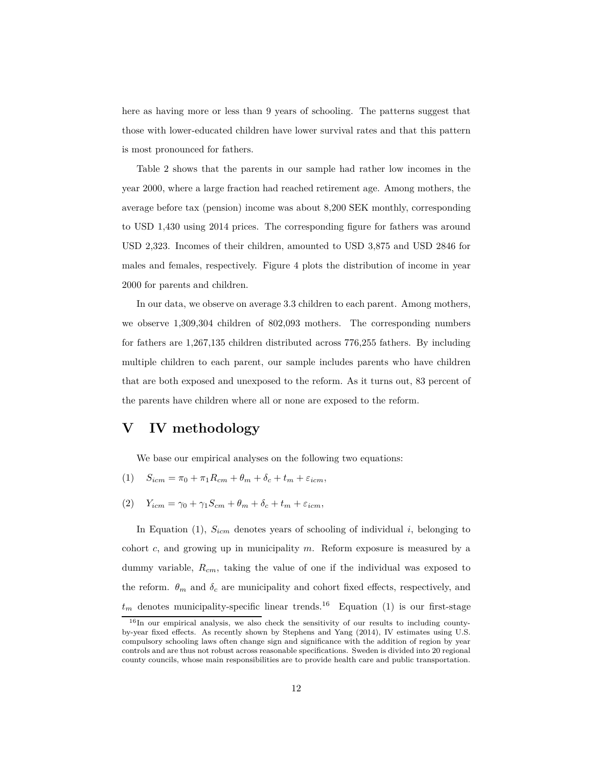here as having more or less than 9 years of schooling. The patterns suggest that those with lower-educated children have lower survival rates and that this pattern is most pronounced for fathers.

Table 2 shows that the parents in our sample had rather low incomes in the year 2000, where a large fraction had reached retirement age. Among mothers, the average before tax (pension) income was about 8,200 SEK monthly, corresponding to USD 1,430 using 2014 prices. The corresponding figure for fathers was around USD 2,323. Incomes of their children, amounted to USD 3,875 and USD 2846 for males and females, respectively. Figure 4 plots the distribution of income in year 2000 for parents and children.

In our data, we observe on average 3.3 children to each parent. Among mothers, we observe 1,309,304 children of 802,093 mothers. The corresponding numbers for fathers are 1,267,135 children distributed across 776,255 fathers. By including multiple children to each parent, our sample includes parents who have children that are both exposed and unexposed to the reform. As it turns out, 83 percent of the parents have children where all or none are exposed to the reform.

# V IV methodology

We base our empirical analyses on the following two equations:

$$(1) \quad S_{icm} = \pi_0 + \pi_1 R_{cm} + \theta_m + \delta_c + t_m + \varepsilon_{icm},$$

$$(2) \quad Y_{icm} = \gamma_0 + \gamma_1 S_{cm} + \theta_m + \delta_c + t_m + \varepsilon_{icm},$$

In Equation (1), $S_{icm}$ denotes years of schooling of individual $i$, belonging to cohort $c$, and growing up in municipality $m$. Reform exposure is measured by a dummy variable, $R_{cm}$, taking the value of one if the individual was exposed to the reform. $\theta_m$ and $\delta_c$ are municipality and cohort fixed effects, respectively, and $t_m$ denotes municipality-specific linear trends.[16] Equation (1) is our first-stage

[16] In our empirical analysis, we also check the sensitivity of our results to including county-by-year fixed effects. As recently shown by Stephens and Yang (2014), IV estimates using U.S. compulsory schooling laws often change sign and significance with the addition of region by year controls and are thus not robust across reasonable specifications. Sweden is divided into 20 regional county councils, whose main responsibilities are to provide health care and public transportation.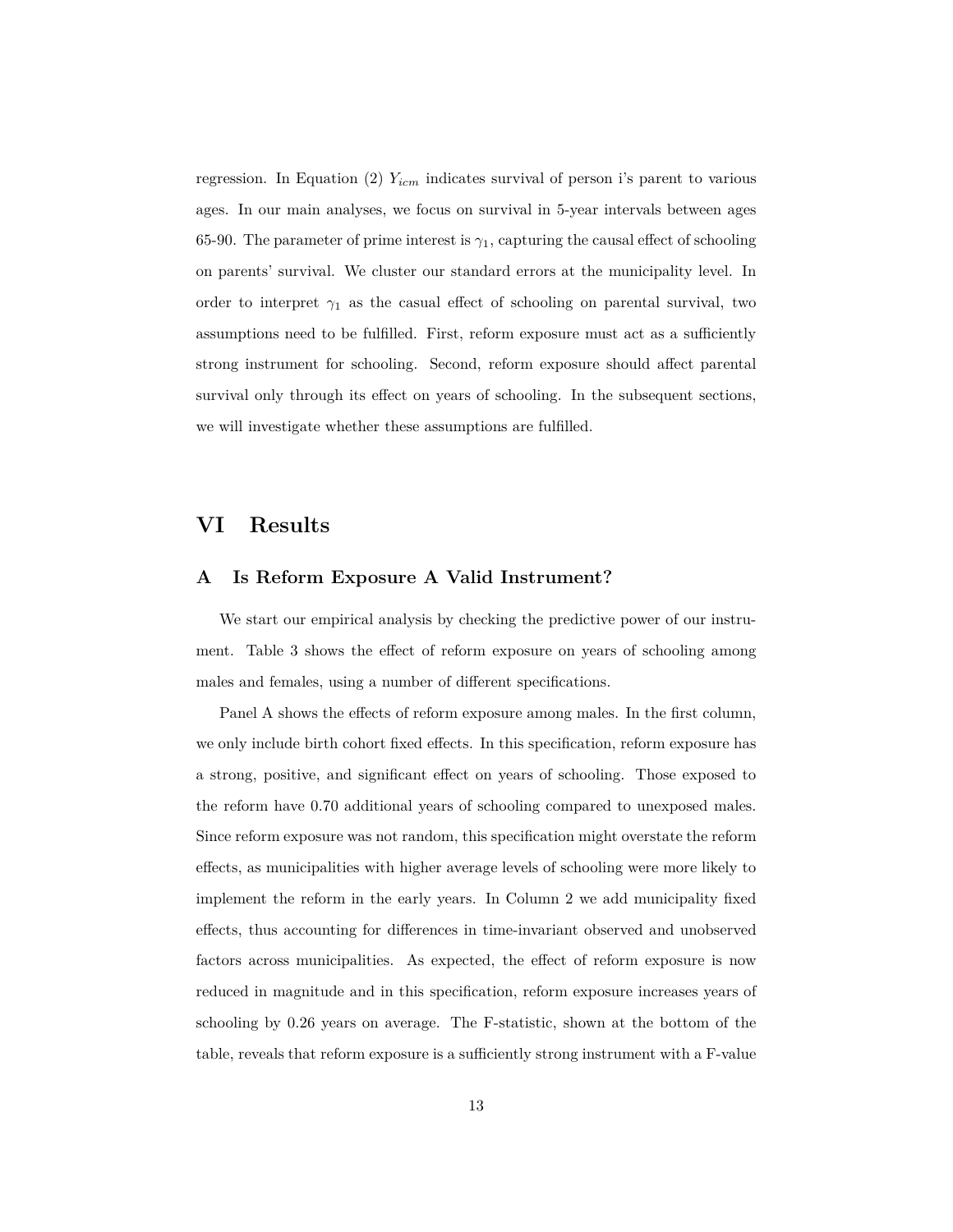regression. In Equation (2) $Y_{icm}$ indicates survival of person i's parent to various ages. In our main analyses, we focus on survival in 5-year intervals between ages 65-90. The parameter of prime interest is $\gamma_1$, capturing the causal effect of schooling on parents' survival. We cluster our standard errors at the municipality level. In order to interpret $\gamma_1$ as the casual effect of schooling on parental survival, two assumptions need to be fulfilled. First, reform exposure must act as a sufficiently strong instrument for schooling. Second, reform exposure should affect parental survival only through its effect on years of schooling. In the subsequent sections, we will investigate whether these assumptions are fulfilled.

# VI Results

## A Is Reform Exposure A Valid Instrument?

We start our empirical analysis by checking the predictive power of our instrument. Table 3 shows the effect of reform exposure on years of schooling among males and females, using a number of different specifications.

Panel A shows the effects of reform exposure among males. In the first column, we only include birth cohort fixed effects. In this specification, reform exposure has a strong, positive, and significant effect on years of schooling. Those exposed to the reform have 0.70 additional years of schooling compared to unexposed males. Since reform exposure was not random, this specification might overstate the reform effects, as municipalities with higher average levels of schooling were more likely to implement the reform in the early years. In Column 2 we add municipality fixed effects, thus accounting for differences in time-invariant observed and unobserved factors across municipalities. As expected, the effect of reform exposure is now reduced in magnitude and in this specification, reform exposure increases years of schooling by 0.26 years on average. The F-statistic, shown at the bottom of the table, reveals that reform exposure is a sufficiently strong instrument with a F-value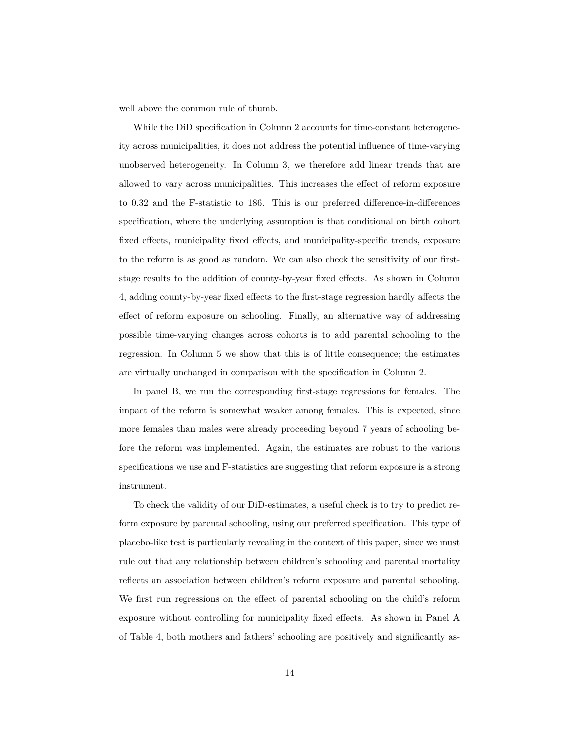well above the common rule of thumb.

While the DiD specification in Column 2 accounts for time-constant heterogeneity across municipalities, it does not address the potential influence of time-varying unobserved heterogeneity. In Column 3, we therefore add linear trends that are allowed to vary across municipalities. This increases the effect of reform exposure to 0.32 and the F-statistic to 186. This is our preferred difference-in-differences specification, where the underlying assumption is that conditional on birth cohort fixed effects, municipality fixed effects, and municipality-specific trends, exposure to the reform is as good as random. We can also check the sensitivity of our first-stage results to the addition of county-by-year fixed effects. As shown in Column 4, adding county-by-year fixed effects to the first-stage regression hardly affects the effect of reform exposure on schooling. Finally, an alternative way of addressing possible time-varying changes across cohorts is to add parental schooling to the regression. In Column 5 we show that this is of little consequence; the estimates are virtually unchanged in comparison with the specification in Column 2.

In panel B, we run the corresponding first-stage regressions for females. The impact of the reform is somewhat weaker among females. This is expected, since more females than males were already proceeding beyond 7 years of schooling before the reform was implemented. Again, the estimates are robust to the various specifications we use and F-statistics are suggesting that reform exposure is a strong instrument.

To check the validity of our DiD-estimates, a useful check is to try to predict reform exposure by parental schooling, using our preferred specification. This type of placebo-like test is particularly revealing in the context of this paper, since we must rule out that any relationship between children's schooling and parental mortality reflects an association between children's reform exposure and parental schooling. We first run regressions on the effect of parental schooling on the child's reform exposure without controlling for municipality fixed effects. As shown in Panel A of Table 4, both mothers and fathers' schooling are positively and significantly as-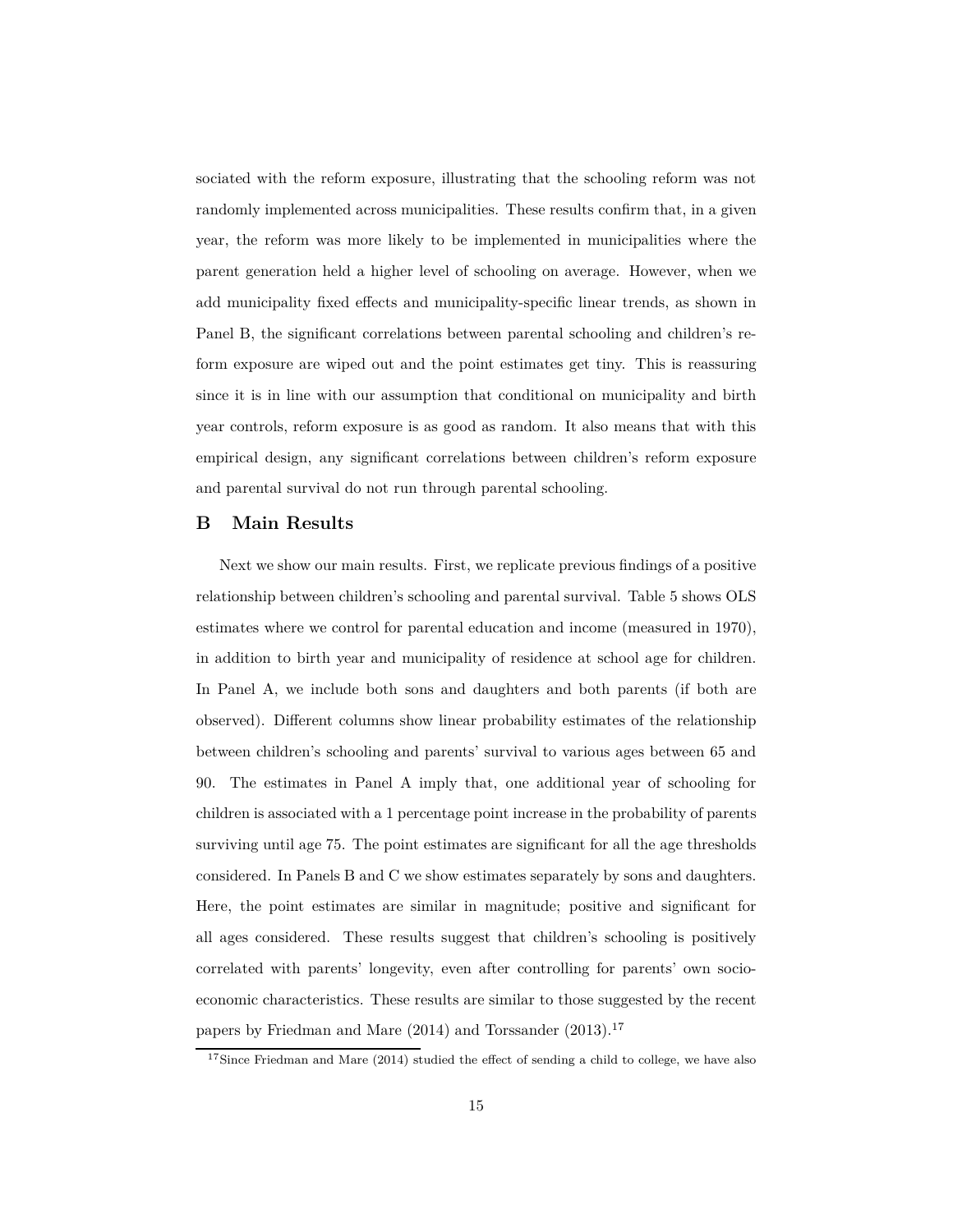sociated with the reform exposure, illustrating that the schooling reform was not randomly implemented across municipalities. These results confirm that, in a given year, the reform was more likely to be implemented in municipalities where the parent generation held a higher level of schooling on average. However, when we add municipality fixed effects and municipality-specific linear trends, as shown in Panel B, the significant correlations between parental schooling and children's reform exposure are wiped out and the point estimates get tiny. This is reassuring since it is in line with our assumption that conditional on municipality and birth year controls, reform exposure is as good as random. It also means that with this empirical design, any significant correlations between children's reform exposure and parental survival do not run through parental schooling.

## B Main Results

Next we show our main results. First, we replicate previous findings of a positive relationship between children's schooling and parental survival. Table 5 shows OLS estimates where we control for parental education and income (measured in 1970), in addition to birth year and municipality of residence at school age for children. In Panel A, we include both sons and daughters and both parents (if both are observed). Different columns show linear probability estimates of the relationship between children's schooling and parents' survival to various ages between 65 and 90. The estimates in Panel A imply that, one additional year of schooling for children is associated with a 1 percentage point increase in the probability of parents surviving until age 75. The point estimates are significant for all the age thresholds considered. In Panels B and C we show estimates separately by sons and daughters. Here, the point estimates are similar in magnitude; positive and significant for all ages considered. These results suggest that children's schooling is positively correlated with parents' longevity, even after controlling for parents' own socio-economic characteristics. These results are similar to those suggested by the recent papers by Friedman and Mare (2014) and Torssander (2013).[17]

[17] Since Friedman and Mare (2014) studied the effect of sending a child to college, we have also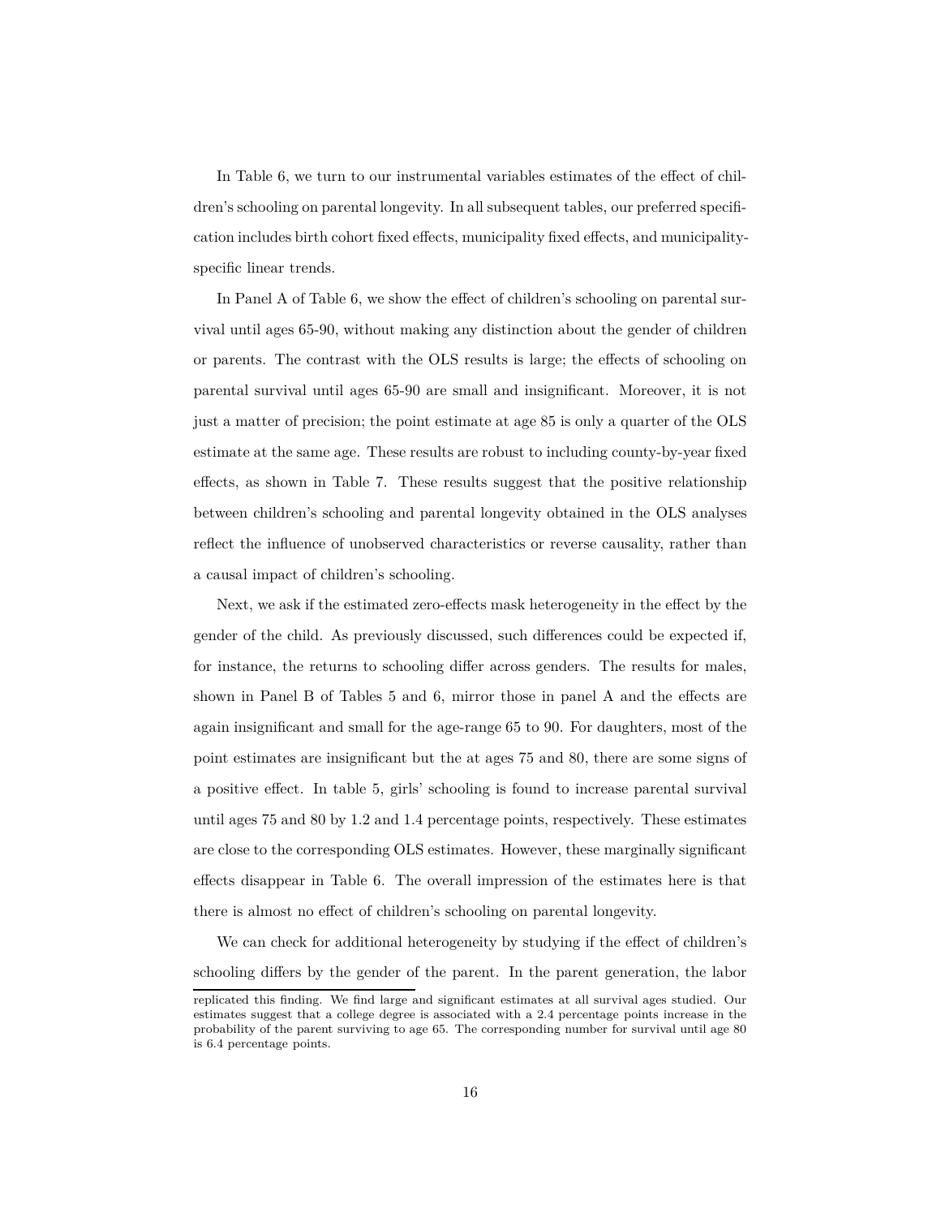In Table 6, we turn to our instrumental variables estimates of the effect of children's schooling on parental longevity. In all subsequent tables, our preferred specification includes birth cohort fixed effects, municipality fixed effects, and municipality-specific linear trends.

In Panel A of Table 6, we show the effect of children's schooling on parental survival until ages 65-90, without making any distinction about the gender of children or parents. The contrast with the OLS results is large; the effects of schooling on parental survival until ages 65-90 are small and insignificant. Moreover, it is not just a matter of precision; the point estimate at age 85 is only a quarter of the OLS estimate at the same age. These results are robust to including county-by-year fixed effects, as shown in Table 7. These results suggest that the positive relationship between children's schooling and parental longevity obtained in the OLS analyses reflect the influence of unobserved characteristics or reverse causality, rather than a causal impact of children's schooling.

Next, we ask if the estimated zero-effects mask heterogeneity in the effect by the gender of the child. As previously discussed, such differences could be expected if, for instance, the returns to schooling differ across genders. The results for males, shown in Panel B of Tables 5 and 6, mirror those in panel A and the effects are again insignificant and small for the age-range 65 to 90. For daughters, most of the point estimates are insignificant but the at ages 75 and 80, there are some signs of a positive effect. In table 5, girls' schooling is found to increase parental survival until ages 75 and 80 by 1.2 and 1.4 percentage points, respectively. These estimates are close to the corresponding OLS estimates. However, these marginally significant effects disappear in Table 6. The overall impression of the estimates here is that there is almost no effect of children's schooling on parental longevity.

We can check for additional heterogeneity by studying if the effect of children's schooling differs by the gender of the parent. In the parent generation, the labor

replicated this finding. We find large and significant estimates at all survival ages studied. Our estimates suggest that a college degree is associated with a 2.4 percentage points increase in the probability of the parent surviving to age 65. The corresponding number for survival until age 80 is 6.4 percentage points.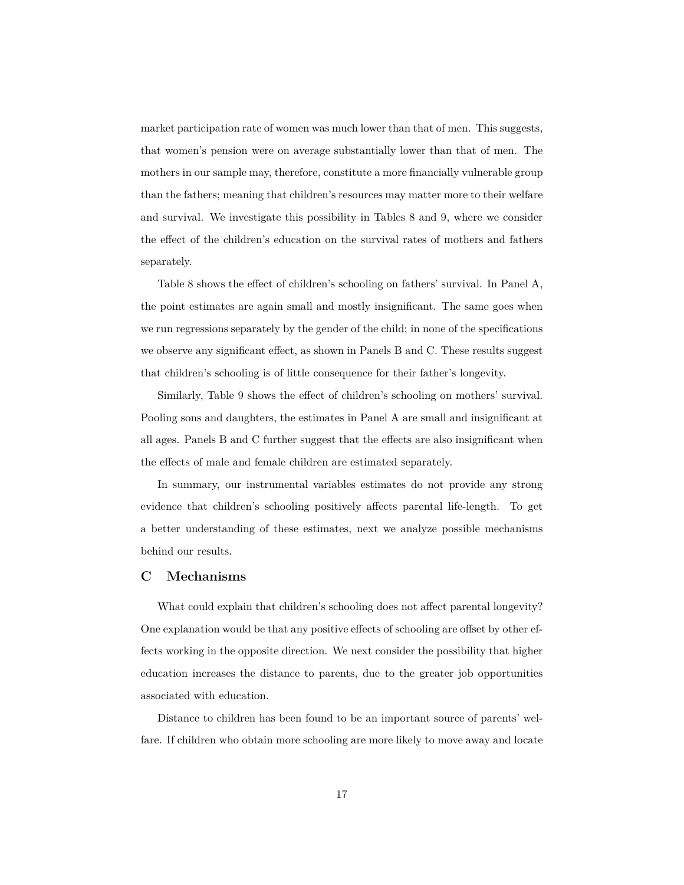market participation rate of women was much lower than that of men. This suggests, that women's pension were on average substantially lower than that of men. The mothers in our sample may, therefore, constitute a more financially vulnerable group than the fathers; meaning that children's resources may matter more to their welfare and survival. We investigate this possibility in Tables 8 and 9, where we consider the effect of the children's education on the survival rates of mothers and fathers separately.

Table 8 shows the effect of children's schooling on fathers' survival. In Panel A, the point estimates are again small and mostly insignificant. The same goes when we run regressions separately by the gender of the child; in none of the specifications we observe any significant effect, as shown in Panels B and C. These results suggest that children's schooling is of little consequence for their father's longevity.

Similarly, Table 9 shows the effect of children's schooling on mothers' survival. Pooling sons and daughters, the estimates in Panel A are small and insignificant at all ages. Panels B and C further suggest that the effects are also insignificant when the effects of male and female children are estimated separately.

In summary, our instrumental variables estimates do not provide any strong evidence that children's schooling positively affects parental life-length. To get a better understanding of these estimates, next we analyze possible mechanisms behind our results.

## C Mechanisms

What could explain that children's schooling does not affect parental longevity? One explanation would be that any positive effects of schooling are offset by other effects working in the opposite direction. We next consider the possibility that higher education increases the distance to parents, due to the greater job opportunities associated with education.

Distance to children has been found to be an important source of parents' welfare. If children who obtain more schooling are more likely to move away and locate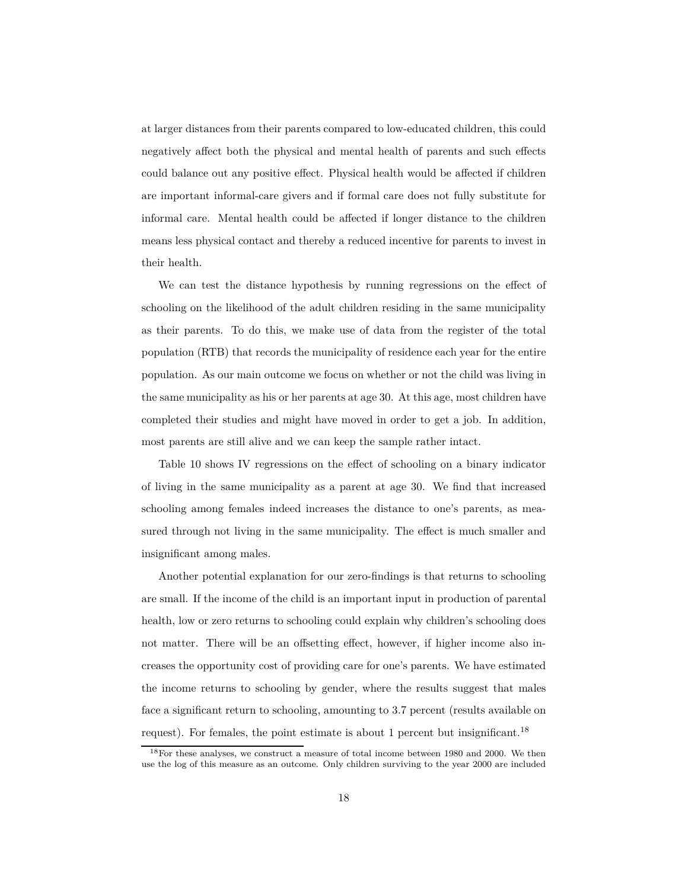at larger distances from their parents compared to low-educated children, this could negatively affect both the physical and mental health of parents and such effects could balance out any positive effect. Physical health would be affected if children are important informal-care givers and if formal care does not fully substitute for informal care. Mental health could be affected if longer distance to the children means less physical contact and thereby a reduced incentive for parents to invest in their health.

We can test the distance hypothesis by running regressions on the effect of schooling on the likelihood of the adult children residing in the same municipality as their parents. To do this, we make use of data from the register of the total population (RTB) that records the municipality of residence each year for the entire population. As our main outcome we focus on whether or not the child was living in the same municipality as his or her parents at age 30. At this age, most children have completed their studies and might have moved in order to get a job. In addition, most parents are still alive and we can keep the sample rather intact.

Table 10 shows IV regressions on the effect of schooling on a binary indicator of living in the same municipality as a parent at age 30. We find that increased schooling among females indeed increases the distance to one's parents, as measured through not living in the same municipality. The effect is much smaller and insignificant among males.

Another potential explanation for our zero-findings is that returns to schooling are small. If the income of the child is an important input in production of parental health, low or zero returns to schooling could explain why children's schooling does not matter. There will be an offsetting effect, however, if higher income also increases the opportunity cost of providing care for one's parents. We have estimated the income returns to schooling by gender, where the results suggest that males face a significant return to schooling, amounting to 3.7 percent (results available on request). For females, the point estimate is about 1 percent but insignificant.[18]

[18] For these analyses, we construct a measure of total income between 1980 and 2000. We then use the log of this measure as an outcome. Only children surviving to the year 2000 are included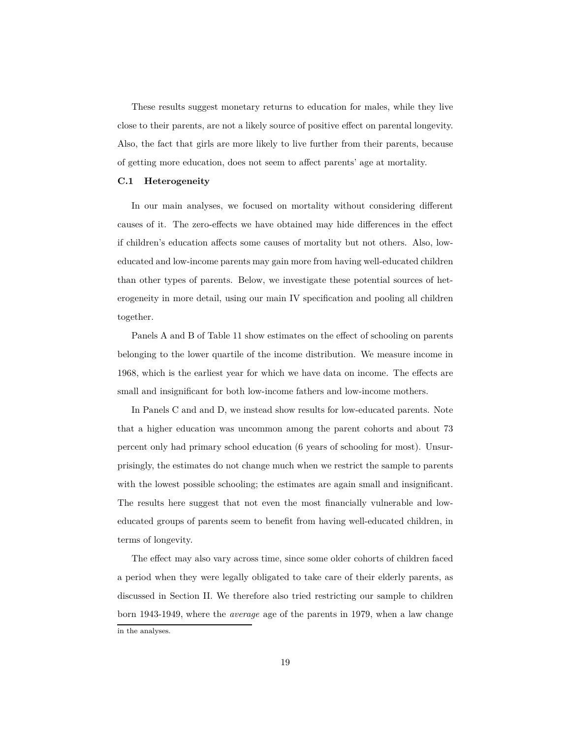These results suggest monetary returns to education for males, while they live close to their parents, are not a likely source of positive effect on parental longevity. Also, the fact that girls are more likely to live further from their parents, because of getting more education, does not seem to affect parents' age at mortality.

### C.1 Heterogeneity

In our main analyses, we focused on mortality without considering different causes of it. The zero-effects we have obtained may hide differences in the effect if children's education affects some causes of mortality but not others. Also, low-educated and low-income parents may gain more from having well-educated children than other types of parents. Below, we investigate these potential sources of heterogeneity in more detail, using our main IV specification and pooling all children together.

Panels A and B of Table 11 show estimates on the effect of schooling on parents belonging to the lower quartile of the income distribution. We measure income in 1968, which is the earliest year for which we have data on income. The effects are small and insignificant for both low-income fathers and low-income mothers.

In Panels C and and D, we instead show results for low-educated parents. Note that a higher education was uncommon among the parent cohorts and about 73 percent only had primary school education (6 years of schooling for most). Unsurprisingly, the estimates do not change much when we restrict the sample to parents with the lowest possible schooling; the estimates are again small and insignificant. The results here suggest that not even the most financially vulnerable and low-educated groups of parents seem to benefit from having well-educated children, in terms of longevity.

The effect may also vary across time, since some older cohorts of children faced a period when they were legally obligated to take care of their elderly parents, as discussed in Section II. We therefore also tried restricting our sample to children born 1943-1949, where the *average* age of the parents in 1979, when a law change

in the analyses.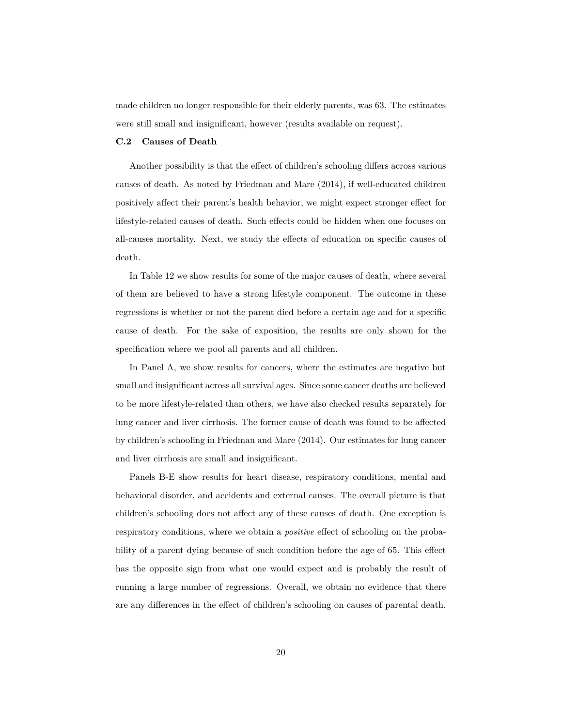made children no longer responsible for their elderly parents, was 63. The estimates were still small and insignificant, however (results available on request).

### C.2 Causes of Death

Another possibility is that the effect of children's schooling differs across various causes of death. As noted by Friedman and Mare (2014), if well-educated children positively affect their parent's health behavior, we might expect stronger effect for lifestyle-related causes of death. Such effects could be hidden when one focuses on all-causes mortality. Next, we study the effects of education on specific causes of death.

In Table 12 we show results for some of the major causes of death, where several of them are believed to have a strong lifestyle component. The outcome in these regressions is whether or not the parent died before a certain age and for a specific cause of death. For the sake of exposition, the results are only shown for the specification where we pool all parents and all children.

In Panel A, we show results for cancers, where the estimates are negative but small and insignificant across all survival ages. Since some cancer deaths are believed to be more lifestyle-related than others, we have also checked results separately for lung cancer and liver cirrhosis. The former cause of death was found to be affected by children's schooling in Friedman and Mare (2014). Our estimates for lung cancer and liver cirrhosis are small and insignificant.

Panels B-E show results for heart disease, respiratory conditions, mental and behavioral disorder, and accidents and external causes. The overall picture is that children's schooling does not affect any of these causes of death. One exception is respiratory conditions, where we obtain a *positive* effect of schooling on the probability of a parent dying because of such condition before the age of 65. This effect has the opposite sign from what one would expect and is probably the result of running a large number of regressions. Overall, we obtain no evidence that there are any differences in the effect of children's schooling on causes of parental death.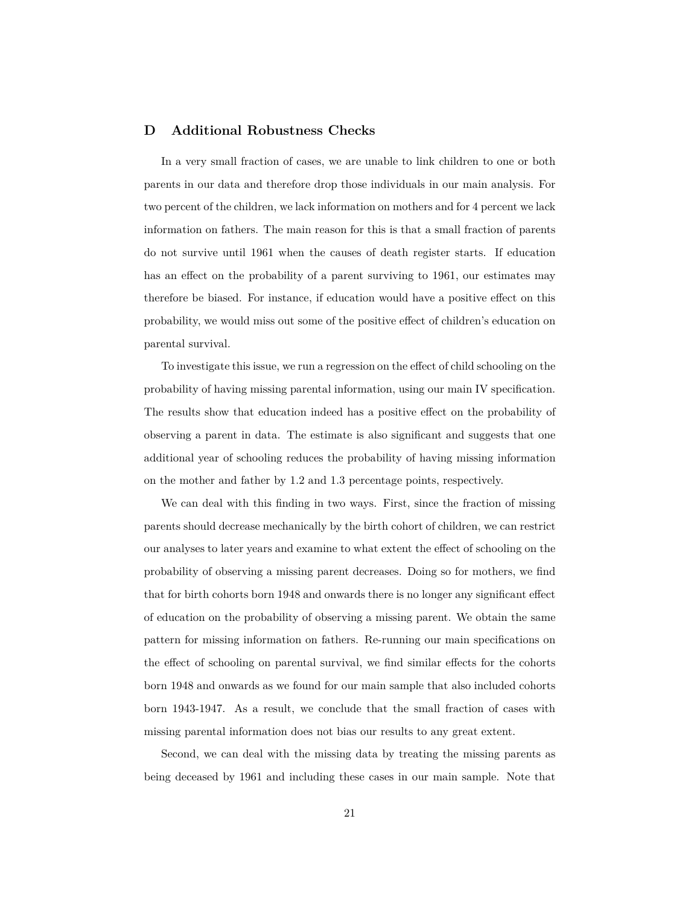## D Additional Robustness Checks

In a very small fraction of cases, we are unable to link children to one or both parents in our data and therefore drop those individuals in our main analysis. For two percent of the children, we lack information on mothers and for 4 percent we lack information on fathers. The main reason for this is that a small fraction of parents do not survive until 1961 when the causes of death register starts. If education has an effect on the probability of a parent surviving to 1961, our estimates may therefore be biased. For instance, if education would have a positive effect on this probability, we would miss out some of the positive effect of children's education on parental survival.

To investigate this issue, we run a regression on the effect of child schooling on the probability of having missing parental information, using our main IV specification. The results show that education indeed has a positive effect on the probability of observing a parent in data. The estimate is also significant and suggests that one additional year of schooling reduces the probability of having missing information on the mother and father by 1.2 and 1.3 percentage points, respectively.

We can deal with this finding in two ways. First, since the fraction of missing parents should decrease mechanically by the birth cohort of children, we can restrict our analyses to later years and examine to what extent the effect of schooling on the probability of observing a missing parent decreases. Doing so for mothers, we find that for birth cohorts born 1948 and onwards there is no longer any significant effect of education on the probability of observing a missing parent. We obtain the same pattern for missing information on fathers. Re-running our main specifications on the effect of schooling on parental survival, we find similar effects for the cohorts born 1948 and onwards as we found for our main sample that also included cohorts born 1943-1947. As a result, we conclude that the small fraction of cases with missing parental information does not bias our results to any great extent.

Second, we can deal with the missing data by treating the missing parents as being deceased by 1961 and including these cases in our main sample. Note that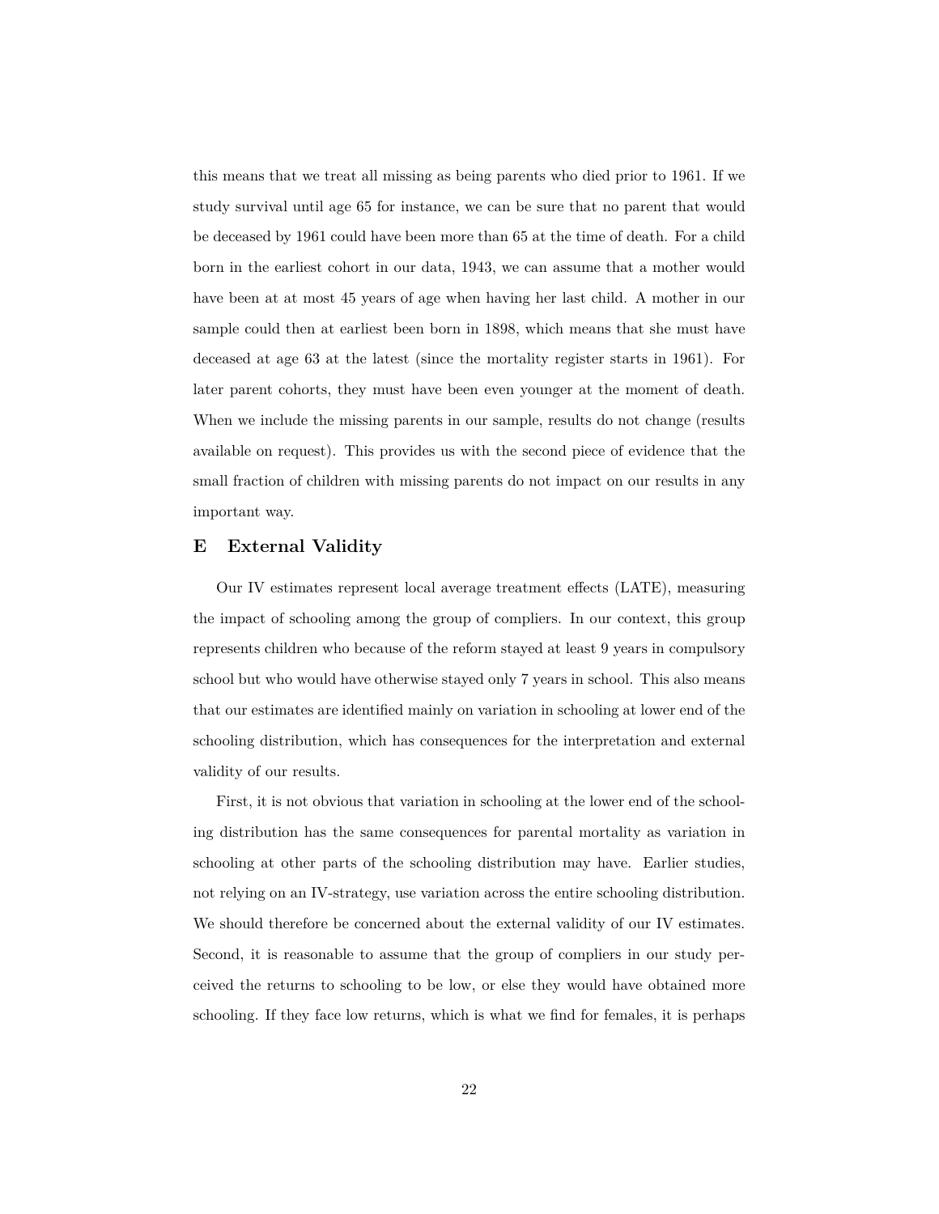this means that we treat all missing as being parents who died prior to 1961. If we study survival until age 65 for instance, we can be sure that no parent that would be deceased by 1961 could have been more than 65 at the time of death. For a child born in the earliest cohort in our data, 1943, we can assume that a mother would have been at at most 45 years of age when having her last child. A mother in our sample could then at earliest been born in 1898, which means that she must have deceased at age 63 at the latest (since the mortality register starts in 1961). For later parent cohorts, they must have been even younger at the moment of death. When we include the missing parents in our sample, results do not change (results available on request). This provides us with the second piece of evidence that the small fraction of children with missing parents do not impact on our results in any important way.

## E External Validity

Our IV estimates represent local average treatment effects (LATE), measuring the impact of schooling among the group of compliers. In our context, this group represents children who because of the reform stayed at least 9 years in compulsory school but who would have otherwise stayed only 7 years in school. This also means that our estimates are identified mainly on variation in schooling at lower end of the schooling distribution, which has consequences for the interpretation and external validity of our results.

First, it is not obvious that variation in schooling at the lower end of the schooling distribution has the same consequences for parental mortality as variation in schooling at other parts of the schooling distribution may have. Earlier studies, not relying on an IV-strategy, use variation across the entire schooling distribution. We should therefore be concerned about the external validity of our IV estimates. Second, it is reasonable to assume that the group of compliers in our study perceived the returns to schooling to be low, or else they would have obtained more schooling. If they face low returns, which is what we find for females, it is perhaps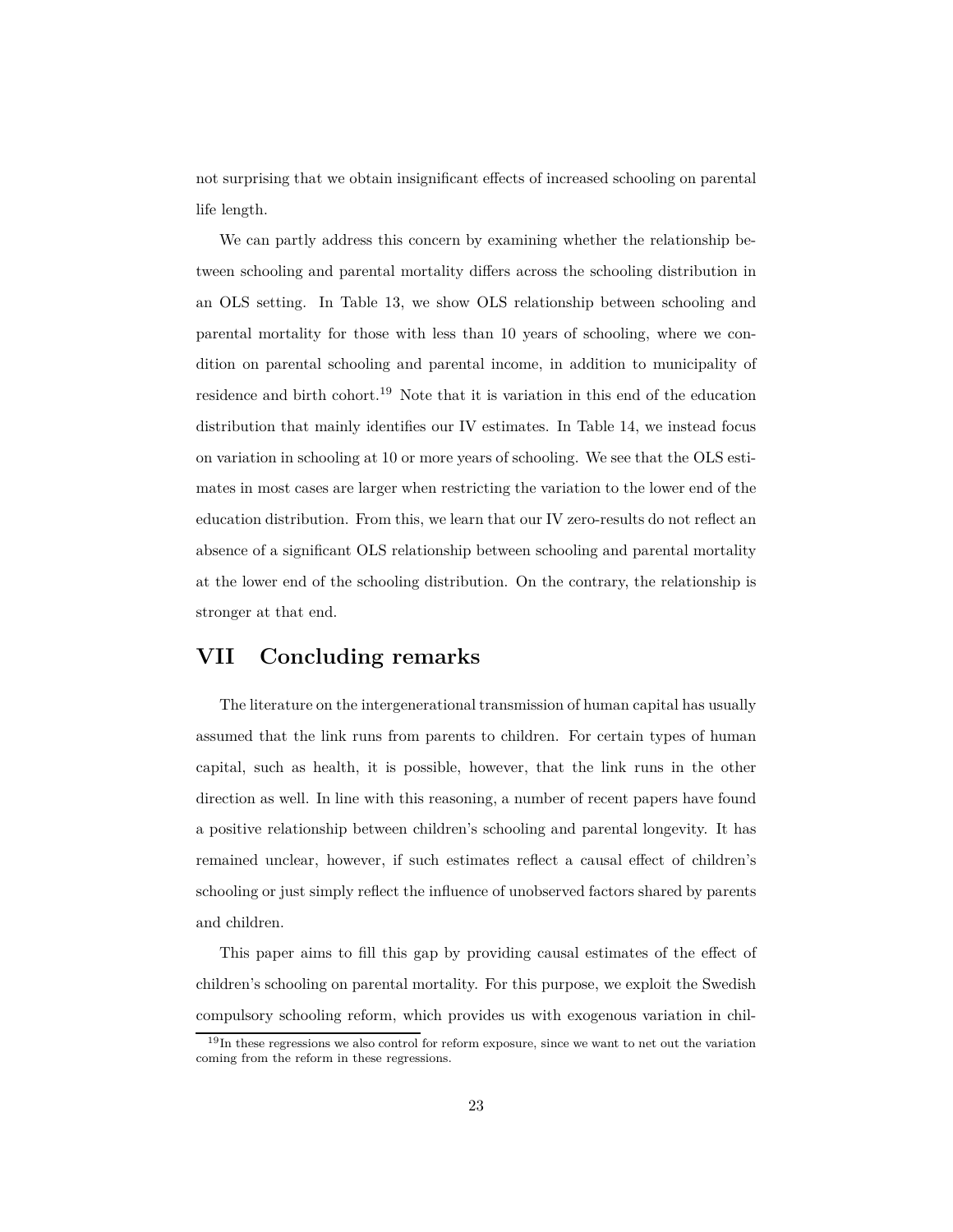not surprising that we obtain insignificant effects of increased schooling on parental life length.

We can partly address this concern by examining whether the relationship between schooling and parental mortality differs across the schooling distribution in an OLS setting. In Table 13, we show OLS relationship between schooling and parental mortality for those with less than 10 years of schooling, where we condition on parental schooling and parental income, in addition to municipality of residence and birth cohort.[19] Note that it is variation in this end of the education distribution that mainly identifies our IV estimates. In Table 14, we instead focus on variation in schooling at 10 or more years of schooling. We see that the OLS estimates in most cases are larger when restricting the variation to the lower end of the education distribution. From this, we learn that our IV zero-results do not reflect an absence of a significant OLS relationship between schooling and parental mortality at the lower end of the schooling distribution. On the contrary, the relationship is stronger at that end.

## VII Concluding remarks

The literature on the intergenerational transmission of human capital has usually assumed that the link runs from parents to children. For certain types of human capital, such as health, it is possible, however, that the link runs in the other direction as well. In line with this reasoning, a number of recent papers have found a positive relationship between children's schooling and parental longevity. It has remained unclear, however, if such estimates reflect a causal effect of children's schooling or just simply reflect the influence of unobserved factors shared by parents and children.

This paper aims to fill this gap by providing causal estimates of the effect of children's schooling on parental mortality. For this purpose, we exploit the Swedish compulsory schooling reform, which provides us with exogenous variation in chil-

[19] In these regressions we also control for reform exposure, since we want to net out the variation coming from the reform in these regressions.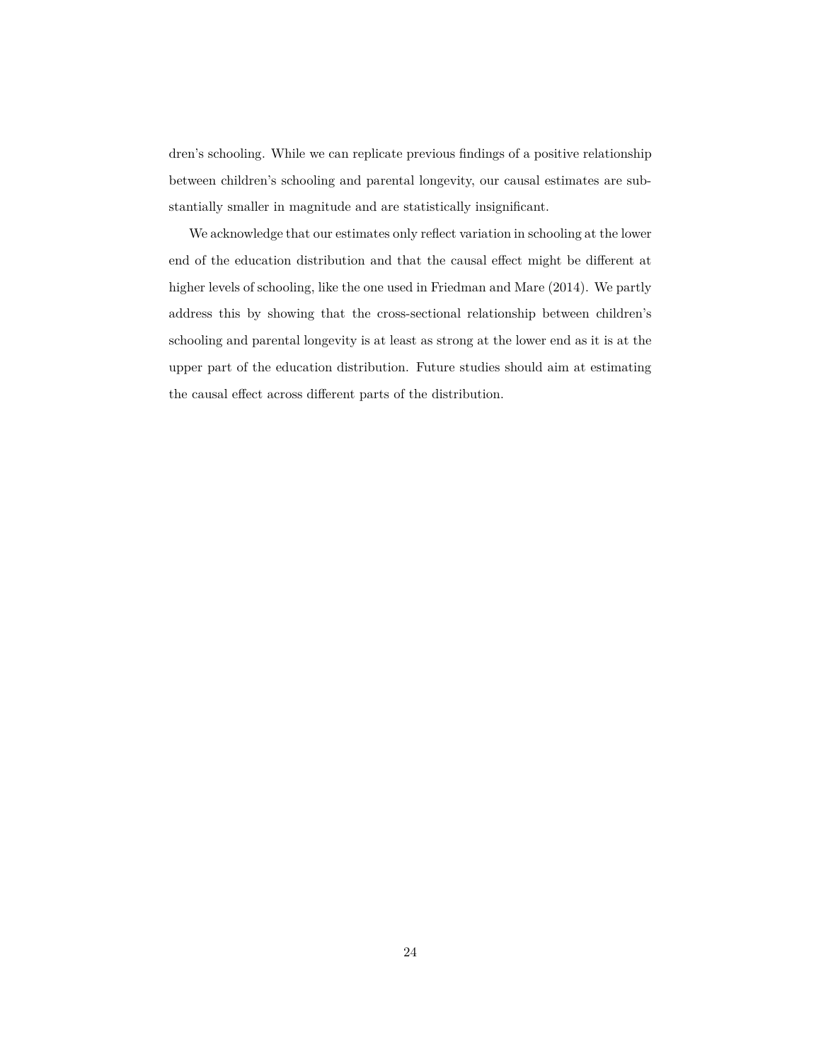dren's schooling. While we can replicate previous findings of a positive relationship between children's schooling and parental longevity, our causal estimates are substantially smaller in magnitude and are statistically insignificant.

We acknowledge that our estimates only reflect variation in schooling at the lower end of the education distribution and that the causal effect might be different at higher levels of schooling, like the one used in Friedman and Mare (2014). We partly address this by showing that the cross-sectional relationship between children's schooling and parental longevity is at least as strong at the lower end as it is at the upper part of the education distribution. Future studies should aim at estimating the causal effect across different parts of the distribution.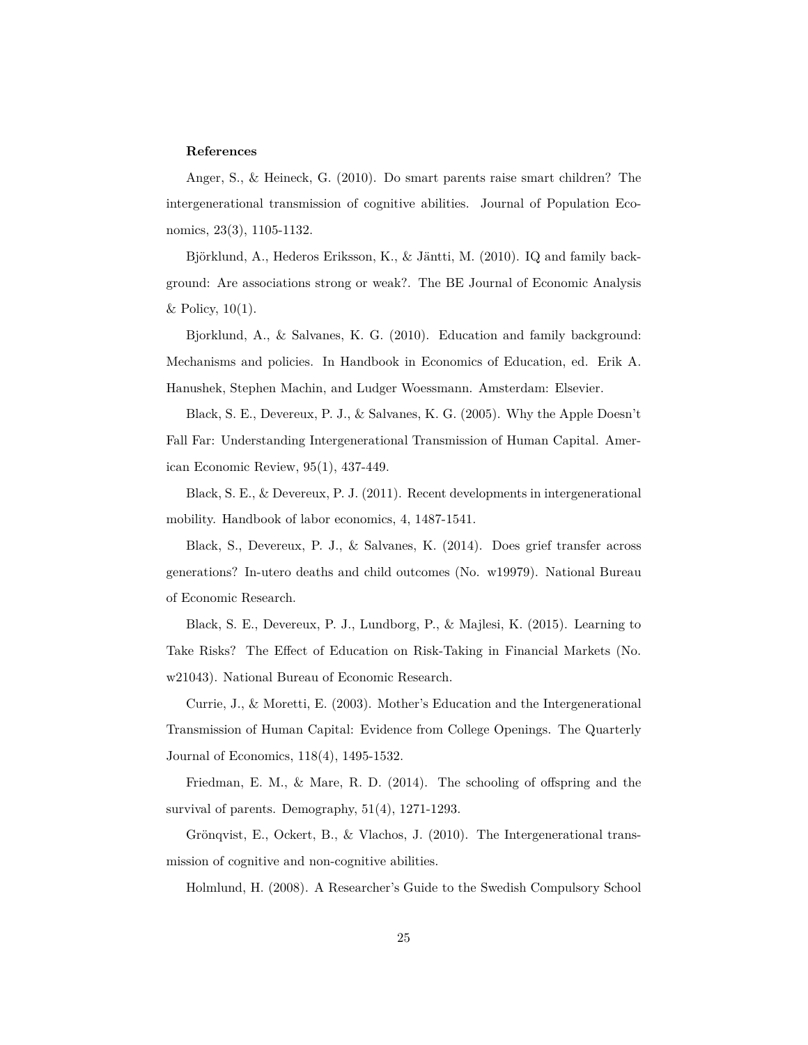**References**

Anger, S., & Heineck, G. (2010). Do smart parents raise smart children? The intergenerational transmission of cognitive abilities. Journal of Population Economics, 23(3), 1105-1132.

Björklund, A., Hederos Eriksson, K., & Jäntti, M. (2010). IQ and family background: Are associations strong or weak?. The BE Journal of Economic Analysis & Policy, 10(1).

Bjorklund, A., & Salvanes, K. G. (2010). Education and family background: Mechanisms and policies. In Handbook in Economics of Education, ed. Erik A. Hanushek, Stephen Machin, and Ludger Woessmann. Amsterdam: Elsevier.

Black, S. E., Devereux, P. J., & Salvanes, K. G. (2005). Why the Apple Doesn't Fall Far: Understanding Intergenerational Transmission of Human Capital. American Economic Review, 95(1), 437-449.

Black, S. E., & Devereux, P. J. (2011). Recent developments in intergenerational mobility. Handbook of labor economics, 4, 1487-1541.

Black, S., Devereux, P. J., & Salvanes, K. (2014). Does grief transfer across generations? In-utero deaths and child outcomes (No. w19979). National Bureau of Economic Research.

Black, S. E., Devereux, P. J., Lundborg, P., & Majlesi, K. (2015). Learning to Take Risks? The Effect of Education on Risk-Taking in Financial Markets (No. w21043). National Bureau of Economic Research.

Currie, J., & Moretti, E. (2003). Mother's Education and the Intergenerational Transmission of Human Capital: Evidence from College Openings. The Quarterly Journal of Economics, 118(4), 1495-1532.

Friedman, E. M., & Mare, R. D. (2014). The schooling of offspring and the survival of parents. Demography, 51(4), 1271-1293.

Grönqvist, E., Ockert, B., & Vlachos, J. (2010). The Intergenerational transmission of cognitive and non-cognitive abilities.

Holmlund, H. (2008). A Researcher's Guide to the Swedish Compulsory School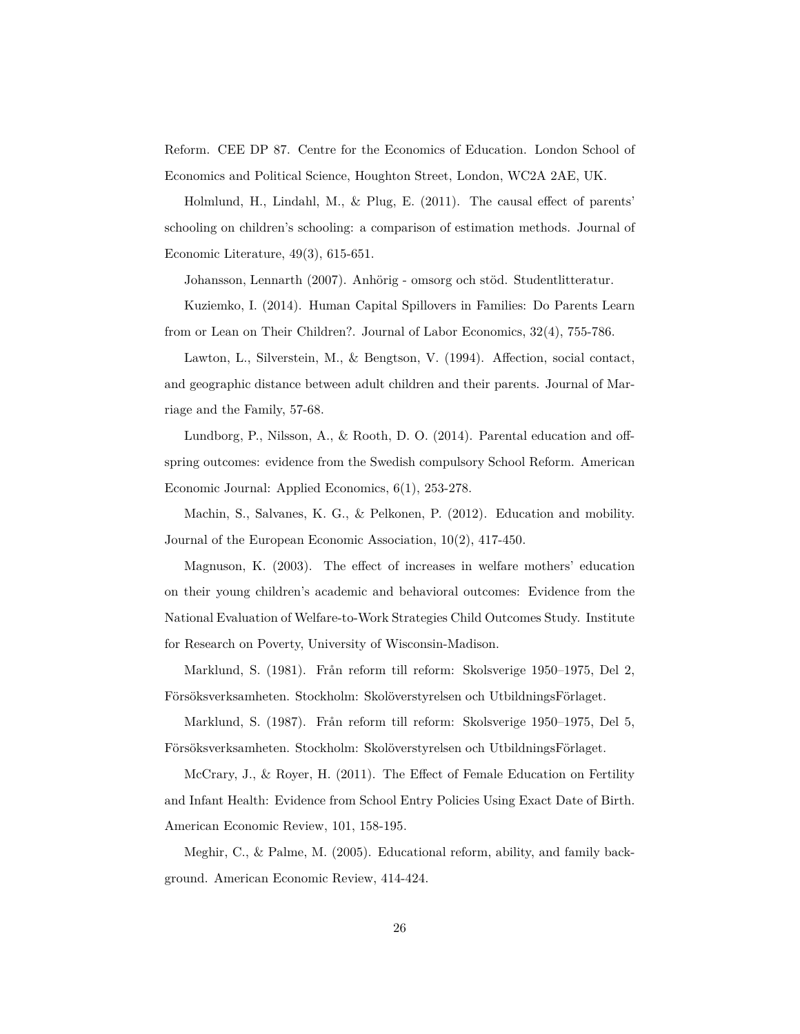Reform. CEE DP 87. Centre for the Economics of Education. London School of Economics and Political Science, Houghton Street, London, WC2A 2AE, UK.

Holmlund, H., Lindahl, M., & Plug, E. (2011). The causal effect of parents' schooling on children's schooling: a comparison of estimation methods. Journal of Economic Literature, 49(3), 615-651.

Johansson, Lennarth (2007). Anhörig - omsorg och stöd. Studentlitteratur.

Kuziemko, I. (2014). Human Capital Spillovers in Families: Do Parents Learn from or Lean on Their Children?. Journal of Labor Economics, 32(4), 755-786.

Lawton, L., Silverstein, M., & Bengtson, V. (1994). Affection, social contact, and geographic distance between adult children and their parents. Journal of Marriage and the Family, 57-68.

Lundborg, P., Nilsson, A., & Rooth, D. O. (2014). Parental education and offspring outcomes: evidence from the Swedish compulsory School Reform. American Economic Journal: Applied Economics, 6(1), 253-278.

Machin, S., Salvanes, K. G., & Pelkonen, P. (2012). Education and mobility. Journal of the European Economic Association, 10(2), 417-450.

Magnuson, K. (2003). The effect of increases in welfare mothers' education on their young children's academic and behavioral outcomes: Evidence from the National Evaluation of Welfare-to-Work Strategies Child Outcomes Study. Institute for Research on Poverty, University of Wisconsin-Madison.

Marklund, S. (1981). Från reform till reform: Skolsverige 1950–1975, Del 2, Försöksverksamheten. Stockholm: Skolöverstyrelsen och UtbildningsFörlaget.

Marklund, S. (1987). Från reform till reform: Skolsverige 1950–1975, Del 5, Försöksverksamheten. Stockholm: Skolöverstyrelsen och UtbildningsFörlaget.

McCrary, J., & Royer, H. (2011). The Effect of Female Education on Fertility and Infant Health: Evidence from School Entry Policies Using Exact Date of Birth. American Economic Review, 101, 158-195.

Meghir, C., & Palme, M. (2005). Educational reform, ability, and family background. American Economic Review, 414-424.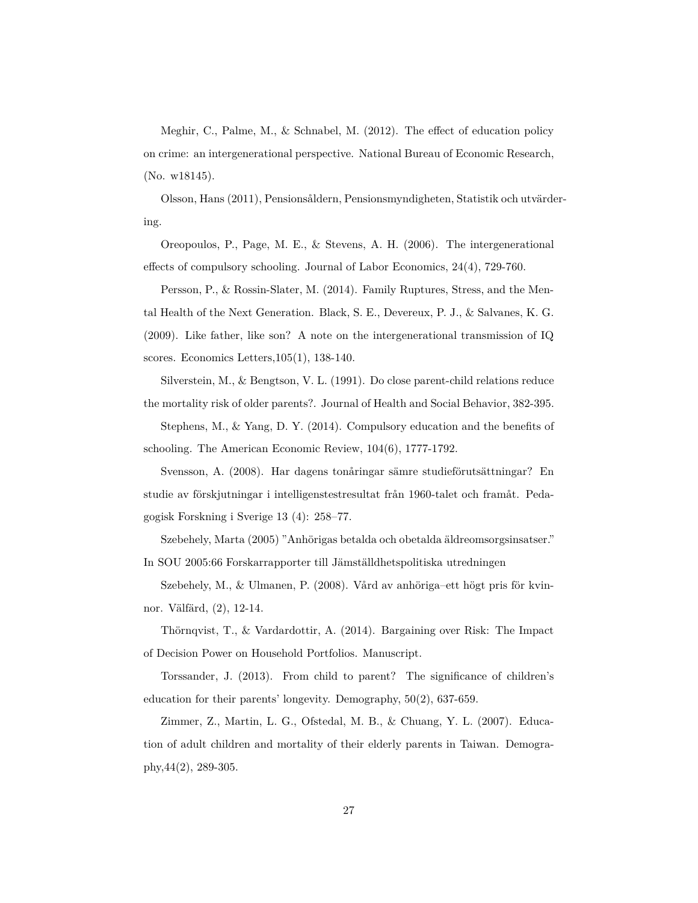Meghir, C., Palme, M., & Schnabel, M. (2012). The effect of education policy on crime: an intergenerational perspective. National Bureau of Economic Research, (No. w18145).

Olsson, Hans (2011), Pensionsåldern, Pensionsmyndigheten, Statistik och utvärdering.

Oreopoulos, P., Page, M. E., & Stevens, A. H. (2006). The intergenerational effects of compulsory schooling. Journal of Labor Economics, 24(4), 729-760.

Persson, P., & Rossin-Slater, M. (2014). Family Ruptures, Stress, and the Mental Health of the Next Generation. Black, S. E., Devereux, P. J., & Salvanes, K. G. (2009). Like father, like son? A note on the intergenerational transmission of IQ scores. Economics Letters,105(1), 138-140.

Silverstein, M., & Bengtson, V. L. (1991). Do close parent-child relations reduce the mortality risk of older parents?. Journal of Health and Social Behavior, 382-395.

Stephens, M., & Yang, D. Y. (2014). Compulsory education and the benefits of schooling. The American Economic Review, 104(6), 1777-1792.

Svensson, A. (2008). Har dagens tonåringar sämre studieförutsättningar? En studie av förskjutningar i intelligenstestresultat från 1960-talet och framåt. Pedagogisk Forskning i Sverige 13 (4): 258–77.

Szebehely, Marta (2005) "Anhörigas betalda och obetalda äldreomsorgsinsatser." In SOU 2005:66 Forskarrapporter till Jämställdhetspolitiska utredningen

Szebehely, M., & Ulmanen, P. (2008). Vård av anhöriga–ett högt pris för kvinnor. Välfärd, (2), 12-14.

Thörnqvist, T., & Vardardottir, A. (2014). Bargaining over Risk: The Impact of Decision Power on Household Portfolios. Manuscript.

Torssander, J. (2013). From child to parent? The significance of children's education for their parents' longevity. Demography, 50(2), 637-659.

Zimmer, Z., Martin, L. G., Ofstedal, M. B., & Chuang, Y. L. (2007). Education of adult children and mortality of their elderly parents in Taiwan. Demography,44(2), 289-305.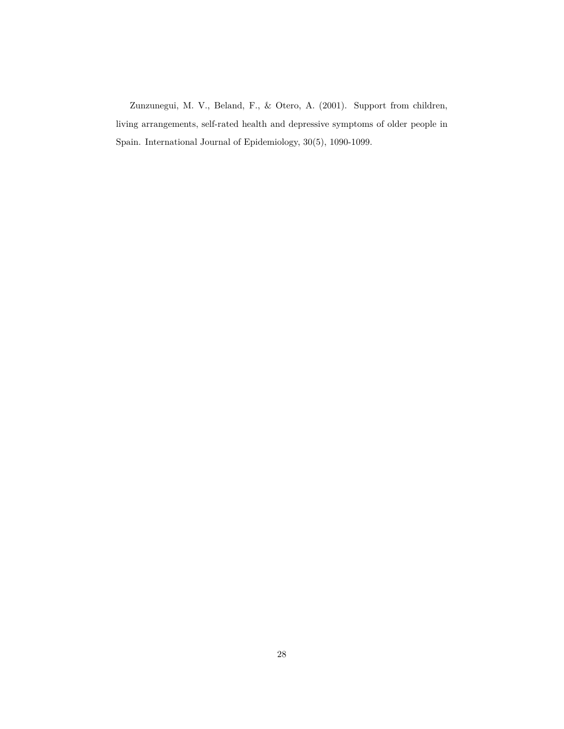Zunzunegui, M. V., Beland, F., & Otero, A. (2001). Support from children, living arrangements, self-rated health and depressive symptoms of older people in Spain. International Journal of Epidemiology, 30(5), 1090-1099.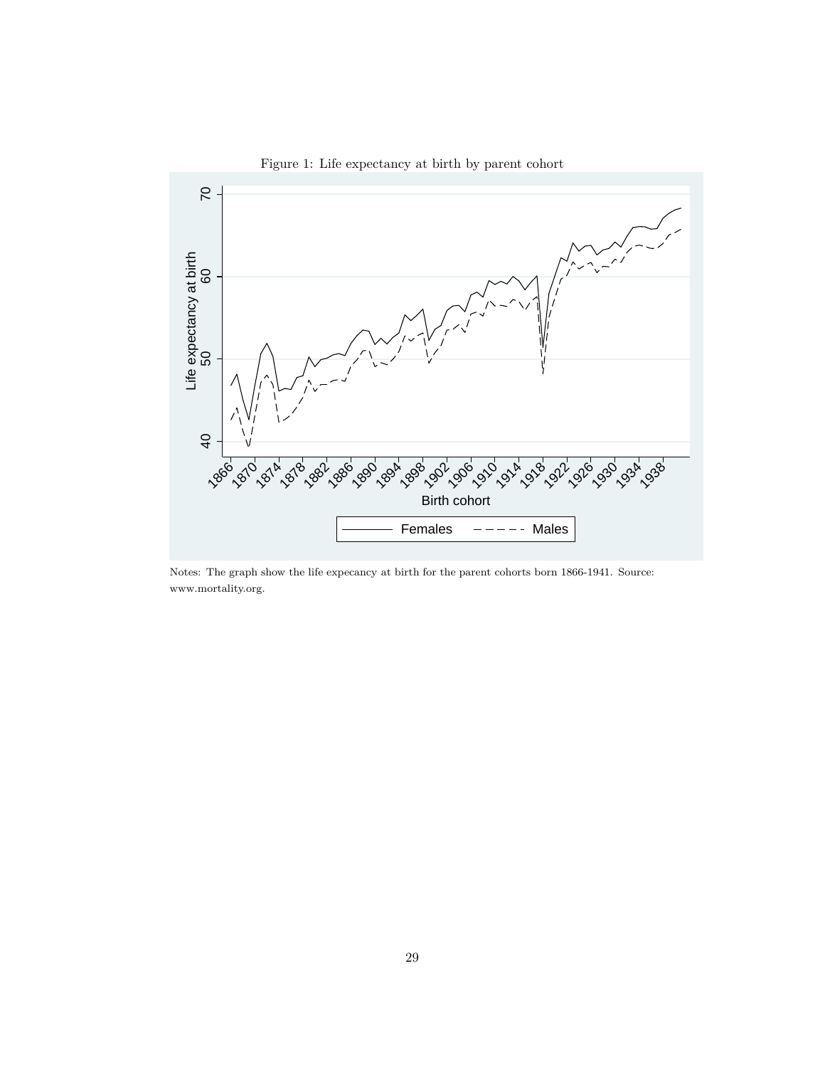Figure 1: Life expectancy at birth by parent cohort

Notes: The graph show the life expecancy at birth for the parent cohorts born 1866-1941. Source: www.mortality.org.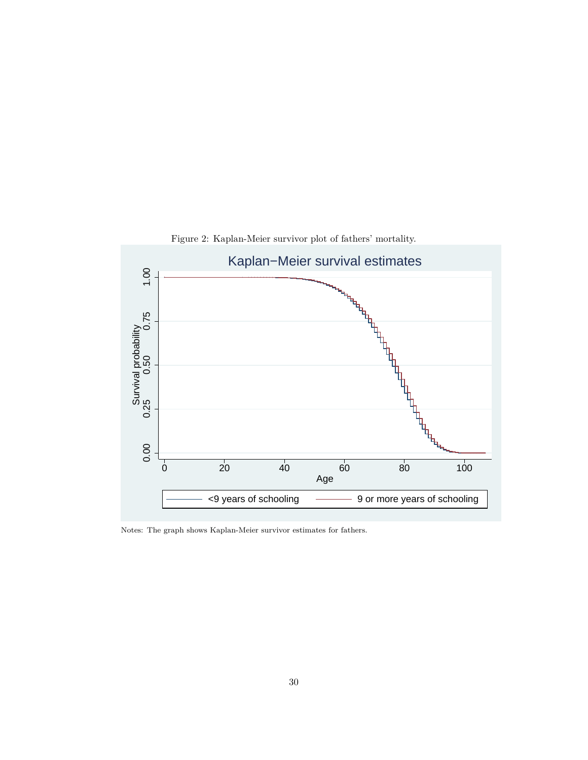Figure 2: Kaplan-Meier survivor plot of fathers' mortality.

Notes: The graph shows Kaplan-Meier survivor estimates for fathers.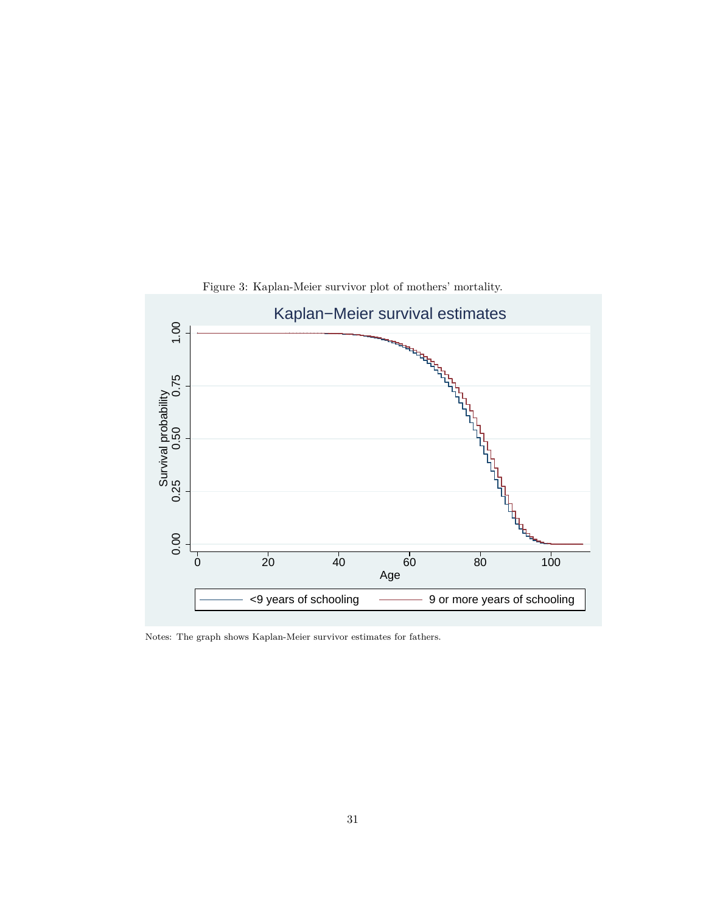Figure 3: Kaplan-Meier survivor plot of mothers' mortality.

Notes: The graph shows Kaplan-Meier survivor estimates for fathers.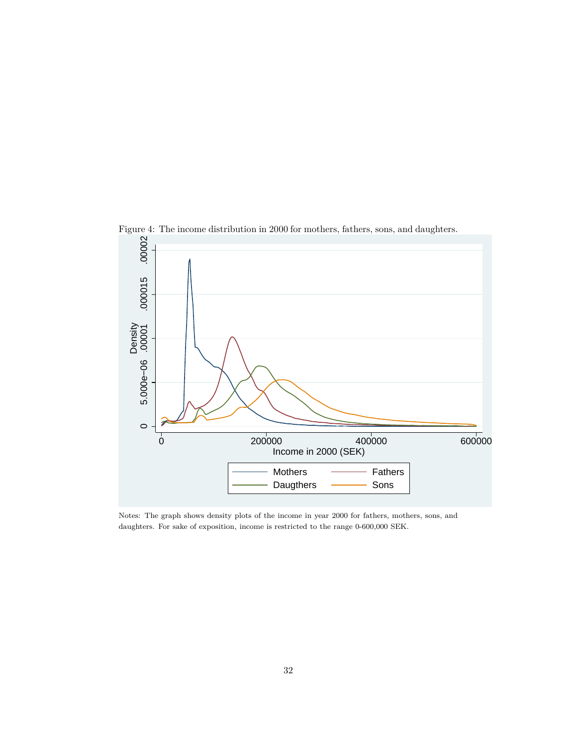Figure 4: The income distribution in 2000 for mothers, fathers, sons, and daughters.

Notes: The graph shows density plots of the income in year 2000 for fathers, mothers, sons, and daughters. For sake of exposition, income is restricted to the range 0-600,000 SEK.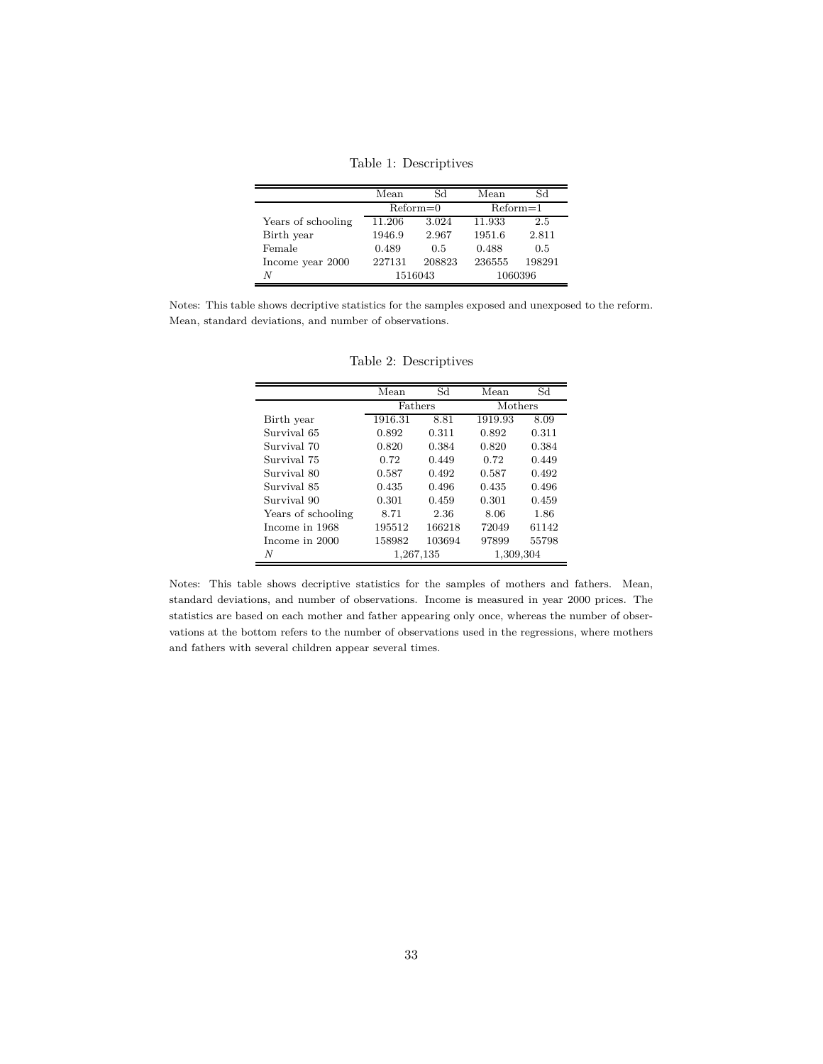Table 1: Descriptives

| | Mean | Sd | Mean | Sd |
|---|---|---|---|---|
| | Reform=0 | | Reform=1 | |
| Years of schooling | 11.206 | 3.024 | 11.933 | 2.5 |
| Birth year | 1946.9 | 2.967 | 1951.6 | 2.811 |
| Female | 0.489 | 0.5 | 0.488 | 0.5 |
| Income year 2000 | 227131 | 208823 | 236555 | 198291 |
| $N$ | 1516043 | | 1060396 | |

Notes: This table shows decriptive statistics for the samples exposed and unexposed to the reform. Mean, standard deviations, and number of observations.

Table 2: Descriptives

| | Mean | Sd | Mean | Sd |
|---|---|---|---|---|
| | Fathers | | Mothers | |
| Birth year | 1916.31 | 8.81 | 1919.93 | 8.09 |
| Survival 65 | 0.892 | 0.311 | 0.892 | 0.311 |
| Survival 70 | 0.820 | 0.384 | 0.820 | 0.384 |
| Survival 75 | 0.72 | 0.449 | 0.72 | 0.449 |
| Survival 80 | 0.587 | 0.492 | 0.587 | 0.492 |
| Survival 85 | 0.435 | 0.496 | 0.435 | 0.496 |
| Survival 90 | 0.301 | 0.459 | 0.301 | 0.459 |
| Years of schooling | 8.71 | 2.36 | 8.06 | 1.86 |
| Income in 1968 | 195512 | 166218 | 72049 | 61142 |
| Income in 2000 | 158982 | 103694 | 97899 | 55798 |
| $N$ | 1,267,135 | | 1,309,304 | |

Notes: This table shows decriptive statistics for the samples of mothers and fathers. Mean, standard deviations, and number of observations. Income is measured in year 2000 prices. The statistics are based on each mother and father appearing only once, whereas the number of observations at the bottom refers to the number of observations used in the regressions, where mothers and fathers with several children appear several times.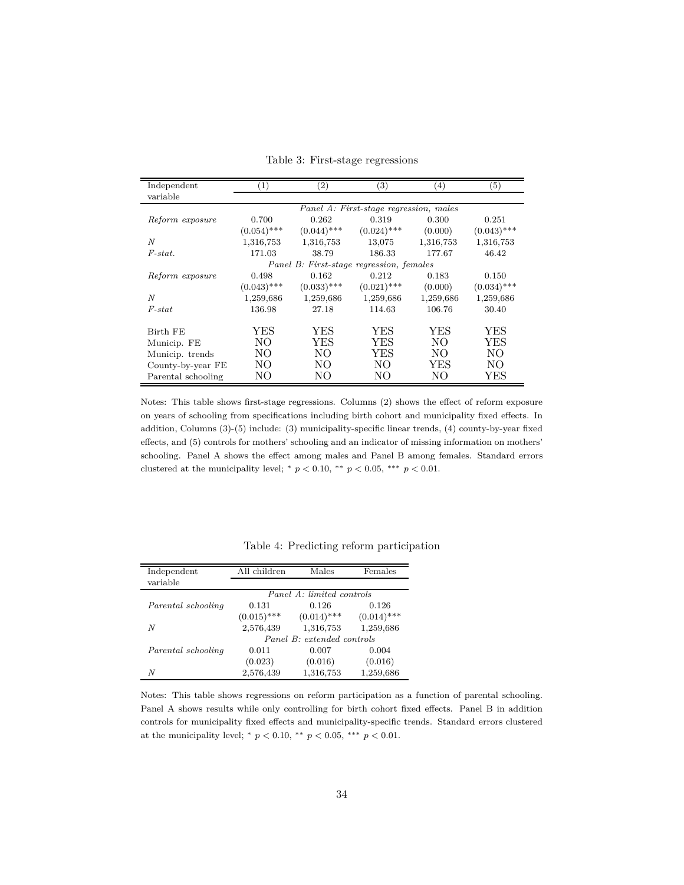Table 3: First-stage regressions

| Independent variable | (1) | (2) | (3) | (4) | (5) |
|---|---|---|---|---|---|
| | *Panel A: First-stage regression, males* | | | | |
| *Reform exposure* | 0.700 | 0.262 | 0.319 | 0.300 | 0.251 |
| | (0.054)*** | (0.044)*** | (0.024)*** | (0.000) | (0.043)*** |
| *N* | 1,316,753 | 1,316,753 | 13,075 | 1,316,753 | 1,316,753 |
| *F-stat.* | 171.03 | 38.79 | 186.33 | 177.67 | 46.42 |
| | *Panel B: First-stage regression, females* | | | | |
| *Reform exposure* | 0.498 | 0.162 | 0.212 | 0.183 | 0.150 |
| | (0.043)*** | (0.033)*** | (0.021)*** | (0.000) | (0.034)*** |
| *N* | 1,259,686 | 1,259,686 | 1,259,686 | 1,259,686 | 1,259,686 |
| *F-stat* | 136.98 | 27.18 | 114.63 | 106.76 | 30.40 |
| Birth FE | YES | YES | YES | YES | YES |
| Municip. FE | NO | YES | YES | NO | YES |
| Municip. trends | NO | NO | YES | NO | NO |
| County-by-year FE | NO | NO | NO | YES | NO |
| Parental schooling | NO | NO | NO | NO | YES |

Notes: This table shows first-stage regressions. Columns (2) shows the effect of reform exposure on years of schooling from specifications including birth cohort and municipality fixed effects. In addition, Columns (3)-(5) include: (3) municipality-specific linear trends, (4) county-by-year fixed effects, and (5) controls for mothers' schooling and an indicator of missing information on mothers' schooling. Panel A shows the effect among males and Panel B among females. Standard errors clustered at the municipality level; * $p < 0.10$, ** $p < 0.05$, *** $p < 0.01$.

Table 4: Predicting reform participation

| Independent variable | All children | Males | Females |
|---|---|---|---|
| | *Panel A: limited controls* | | |
| *Parental schooling* | 0.131 | 0.126 | 0.126 |
| | (0.015)*** | (0.014)*** | (0.014)*** |
| *N* | 2,576,439 | 1,316,753 | 1,259,686 |
| | *Panel B: extended controls* | | |
| *Parental schooling* | 0.011 | 0.007 | 0.004 |
| | (0.023) | (0.016) | (0.016) |
| *N* | 2,576,439 | 1,316,753 | 1,259,686 |

Notes: This table shows regressions on reform participation as a function of parental schooling. Panel A shows results while only controlling for birth cohort fixed effects. Panel B in addition controls for municipality fixed effects and municipality-specific trends. Standard errors clustered at the municipality level; * $p < 0.10$, ** $p < 0.05$, *** $p < 0.01$.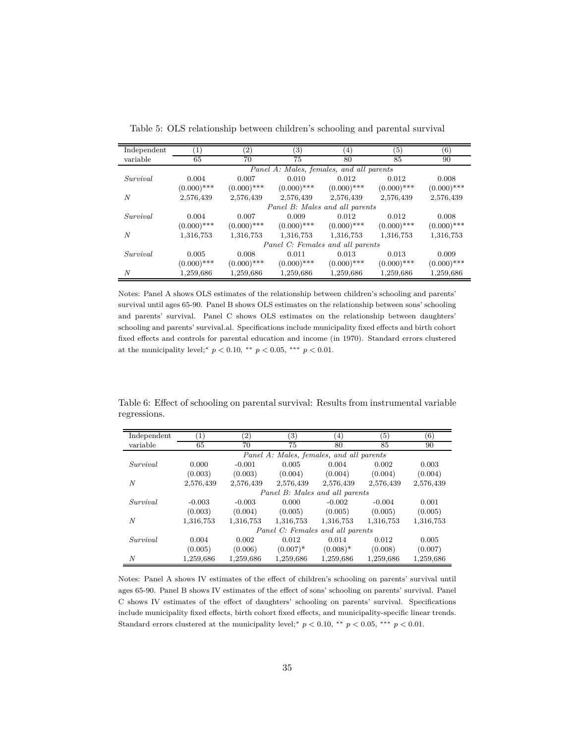Table 5: OLS relationship between children's schooling and parental survival

| Independent variable | (1) 65 | (2) 70 | (3) 75 | (4) 80 | (5) 85 | (6) 90 |
|---|---|---|---|---|---|---|
| | *Panel A: Males, females, and all parents* | | | | | |
| *Survival* | 0.004 | 0.007 | 0.010 | 0.012 | 0.012 | 0.008 |
| | (0.000)*** | (0.000)*** | (0.000)*** | (0.000)*** | (0.000)*** | (0.000)*** |
| *N* | 2,576,439 | 2,576,439 | 2,576,439 | 2,576,439 | 2,576,439 | 2,576,439 |
| | *Panel B: Males and all parents* | | | | | |
| *Survival* | 0.004 | 0.007 | 0.009 | 0.012 | 0.012 | 0.008 |
| | (0.000)*** | (0.000)*** | (0.000)*** | (0.000)*** | (0.000)*** | (0.000)*** |
| *N* | 1,316,753 | 1,316,753 | 1,316,753 | 1,316,753 | 1,316,753 | 1,316,753 |
| | *Panel C: Females and all parents* | | | | | |
| *Survival* | 0.005 | 0.008 | 0.011 | 0.013 | 0.013 | 0.009 |
| | (0.000)*** | (0.000)*** | (0.000)*** | (0.000)*** | (0.000)*** | (0.000)*** |
| *N* | 1,259,686 | 1,259,686 | 1,259,686 | 1,259,686 | 1,259,686 | 1,259,686 |

Notes: Panel A shows OLS estimates of the relationship between children's schooling and parents' survival until ages 65-90. Panel B shows OLS estimates on the relationship between sons' schooling and parents' survival. Panel C shows OLS estimates on the relationship between daughters' schooling and parents' survival.al. Specifications include municipality fixed effects and birth cohort fixed effects and controls for parental education and income (in 1970). Standard errors clustered at the municipality level;* $p < 0.10$, ** $p < 0.05$, *** $p < 0.01$.

Table 6: Effect of schooling on parental survival: Results from instrumental variable regressions.

| Independent variable | (1) 65 | (2) 70 | (3) 75 | (4) 80 | (5) 85 | (6) 90 |
|---|---|---|---|---|---|---|
| | *Panel A: Males, females, and all parents* | | | | | |
| *Survival* | 0.000 | -0.001 | 0.005 | 0.004 | 0.002 | 0.003 |
| | (0.003) | (0.003) | (0.004) | (0.004) | (0.004) | (0.004) |
| *N* | 2,576,439 | 2,576,439 | 2,576,439 | 2,576,439 | 2,576,439 | 2,576,439 |
| | *Panel B: Males and all parents* | | | | | |
| *Survival* | -0.003 | -0.003 | 0.000 | -0.002 | -0.004 | 0.001 |
| | (0.003) | (0.004) | (0.005) | (0.005) | (0.005) | (0.005) |
| *N* | 1,316,753 | 1,316,753 | 1,316,753 | 1,316,753 | 1,316,753 | 1,316,753 |
| | *Panel C: Females and all parents* | | | | | |
| *Survival* | 0.004 | 0.002 | 0.012 | 0.014 | 0.012 | 0.005 |
| | (0.005) | (0.006) | (0.007)* | (0.008)* | (0.008) | (0.007) |
| *N* | 1,259,686 | 1,259,686 | 1,259,686 | 1,259,686 | 1,259,686 | 1,259,686 |

Notes: Panel A shows IV estimates of the effect of children's schooling on parents' survival until ages 65-90. Panel B shows IV estimates of the effect of sons' schooling on parents' survival. Panel C shows IV estimates of the effect of daughters' schooling on parents' survival. Specifications include municipality fixed effects, birth cohort fixed effects, and municipality-specific linear trends. Standard errors clustered at the municipality level;* $p < 0.10$, ** $p < 0.05$, *** $p < 0.01$.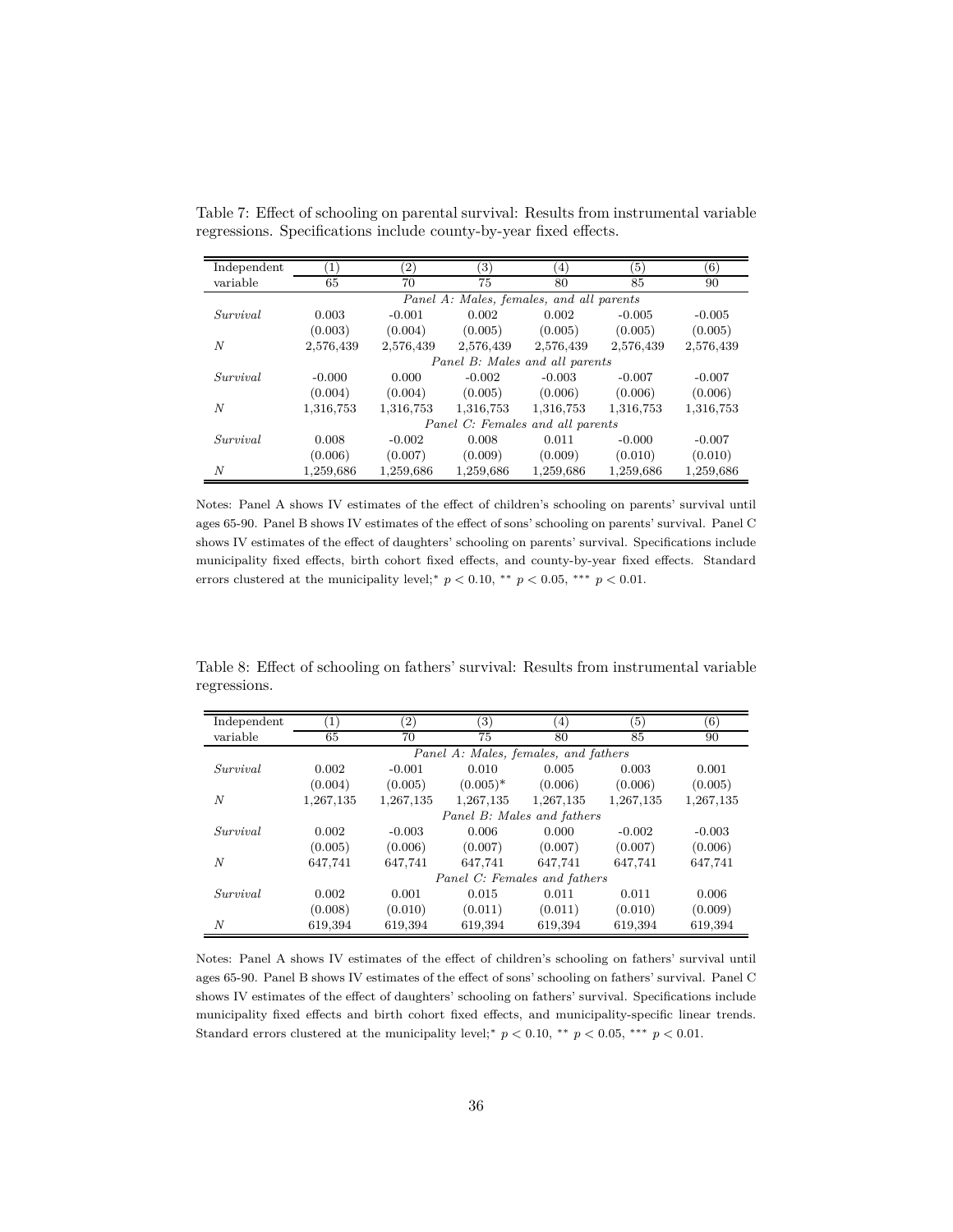Table 7: Effect of schooling on parental survival: Results from instrumental variable regressions. Specifications include county-by-year fixed effects.

| Independent variable | (1) 65 | (2) 70 | (3) 75 | (4) 80 | (5) 85 | (6) 90 |
|---|---|---|---|---|---|---|
| | *Panel A: Males, females, and all parents* | | | | | |
| *Survival* | 0.003 | -0.001 | 0.002 | 0.002 | -0.005 | -0.005 |
| | (0.003) | (0.004) | (0.005) | (0.005) | (0.005) | (0.005) |
| *N* | 2,576,439 | 2,576,439 | 2,576,439 | 2,576,439 | 2,576,439 | 2,576,439 |
| | *Panel B: Males and all parents* | | | | | |
| *Survival* | -0.000 | 0.000 | -0.002 | -0.003 | -0.007 | -0.007 |
| | (0.004) | (0.004) | (0.005) | (0.006) | (0.006) | (0.006) |
| *N* | 1,316,753 | 1,316,753 | 1,316,753 | 1,316,753 | 1,316,753 | 1,316,753 |
| | *Panel C: Females and all parents* | | | | | |
| *Survival* | 0.008 | -0.002 | 0.008 | 0.011 | -0.000 | -0.007 |
| | (0.006) | (0.007) | (0.009) | (0.009) | (0.010) | (0.010) |
| *N* | 1,259,686 | 1,259,686 | 1,259,686 | 1,259,686 | 1,259,686 | 1,259,686 |

Notes: Panel A shows IV estimates of the effect of children's schooling on parents' survival until ages 65-90. Panel B shows IV estimates of the effect of sons' schooling on parents' survival. Panel C shows IV estimates of the effect of daughters' schooling on parents' survival. Specifications include municipality fixed effects, birth cohort fixed effects, and county-by-year fixed effects. Standard errors clustered at the municipality level; $^{*}$ $p < 0.10$, $^{**}$ $p < 0.05$, $^{***}$ $p < 0.01$.

Table 8: Effect of schooling on fathers' survival: Results from instrumental variable regressions.

| Independent variable | (1) 65 | (2) 70 | (3) 75 | (4) 80 | (5) 85 | (6) 90 |
|---|---|---|---|---|---|---|
| | *Panel A: Males, females, and fathers* | | | | | |
| *Survival* | 0.002 | -0.001 | 0.010 | 0.005 | 0.003 | 0.001 |
| | (0.004) | (0.005) | (0.005)* | (0.006) | (0.006) | (0.005) |
| *N* | 1,267,135 | 1,267,135 | 1,267,135 | 1,267,135 | 1,267,135 | 1,267,135 |
| | *Panel B: Males and fathers* | | | | | |
| *Survival* | 0.002 | -0.003 | 0.006 | 0.000 | -0.002 | -0.003 |
| | (0.005) | (0.006) | (0.007) | (0.007) | (0.007) | (0.006) |
| *N* | 647,741 | 647,741 | 647,741 | 647,741 | 647,741 | 647,741 |
| | *Panel C: Females and fathers* | | | | | |
| *Survival* | 0.002 | 0.001 | 0.015 | 0.011 | 0.011 | 0.006 |
| | (0.008) | (0.010) | (0.011) | (0.011) | (0.010) | (0.009) |
| *N* | 619,394 | 619,394 | 619,394 | 619,394 | 619,394 | 619,394 |

Notes: Panel A shows IV estimates of the effect of children's schooling on fathers' survival until ages 65-90. Panel B shows IV estimates of the effect of sons' schooling on fathers' survival. Panel C shows IV estimates of the effect of daughters' schooling on fathers' survival. Specifications include municipality fixed effects and birth cohort fixed effects, and municipality-specific linear trends. Standard errors clustered at the municipality level; $^{*}$ $p < 0.10$, $^{**}$ $p < 0.05$, $^{***}$ $p < 0.01$.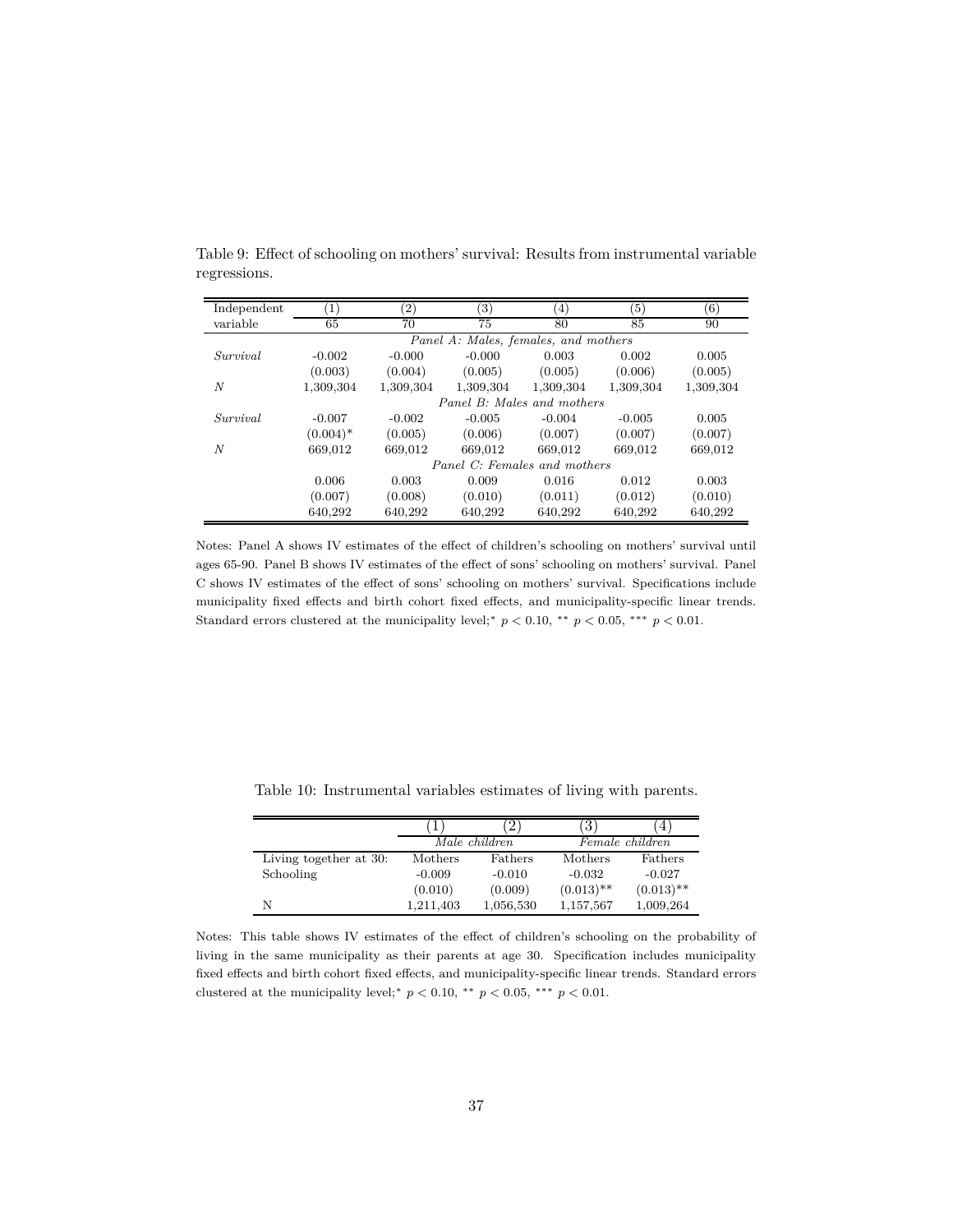Table 9: Effect of schooling on mothers' survival: Results from instrumental variable regressions.

| Independent variable | (1) 65 | (2) 70 | (3) 75 | (4) 80 | (5) 85 | (6) 90 |
|---|---|---|---|---|---|---|
| | *Panel A: Males, females, and mothers* | | | | | |
| *Survival* | -0.002 | -0.000 | -0.000 | 0.003 | 0.002 | 0.005 |
| | (0.003) | (0.004) | (0.005) | (0.005) | (0.006) | (0.005) |
| *N* | 1,309,304 | 1,309,304 | 1,309,304 | 1,309,304 | 1,309,304 | 1,309,304 |
| | *Panel B: Males and mothers* | | | | | |
| *Survival* | -0.007 | -0.002 | -0.005 | -0.004 | -0.005 | 0.005 |
| | (0.004)* | (0.005) | (0.006) | (0.007) | (0.007) | (0.007) |
| *N* | 669,012 | 669,012 | 669,012 | 669,012 | 669,012 | 669,012 |
| | *Panel C: Females and mothers* | | | | | |
| | 0.006 | 0.003 | 0.009 | 0.016 | 0.012 | 0.003 |
| | (0.007) | (0.008) | (0.010) | (0.011) | (0.012) | (0.010) |
| | 640,292 | 640,292 | 640,292 | 640,292 | 640,292 | 640,292 |

Notes: Panel A shows IV estimates of the effect of children's schooling on mothers' survival until ages 65-90. Panel B shows IV estimates of the effect of sons' schooling on mothers' survival. Panel C shows IV estimates of the effect of sons' schooling on mothers' survival. Specifications include municipality fixed effects and birth cohort fixed effects, and municipality-specific linear trends. Standard errors clustered at the municipality level;* $p < 0.10$, ** $p < 0.05$, *** $p < 0.01$.

Table 10: Instrumental variables estimates of living with parents.

| | (1) | (2) | (3) | (4) |
|---|---|---|---|---|
| | *Male children* | | *Female children* | |
| Living together at 30: | Mothers | Fathers | Mothers | Fathers |
| Schooling | -0.009 | -0.010 | -0.032 | -0.027 |
| | (0.010) | (0.009) | (0.013)** | (0.013)** |
| N | 1,211,403 | 1,056,530 | 1,157,567 | 1,009,264 |

Notes: This table shows IV estimates of the effect of children's schooling on the probability of living in the same municipality as their parents at age 30. Specification includes municipality fixed effects and birth cohort fixed effects, and municipality-specific linear trends. Standard errors clustered at the municipality level;* $p < 0.10$, ** $p < 0.05$, *** $p < 0.01$.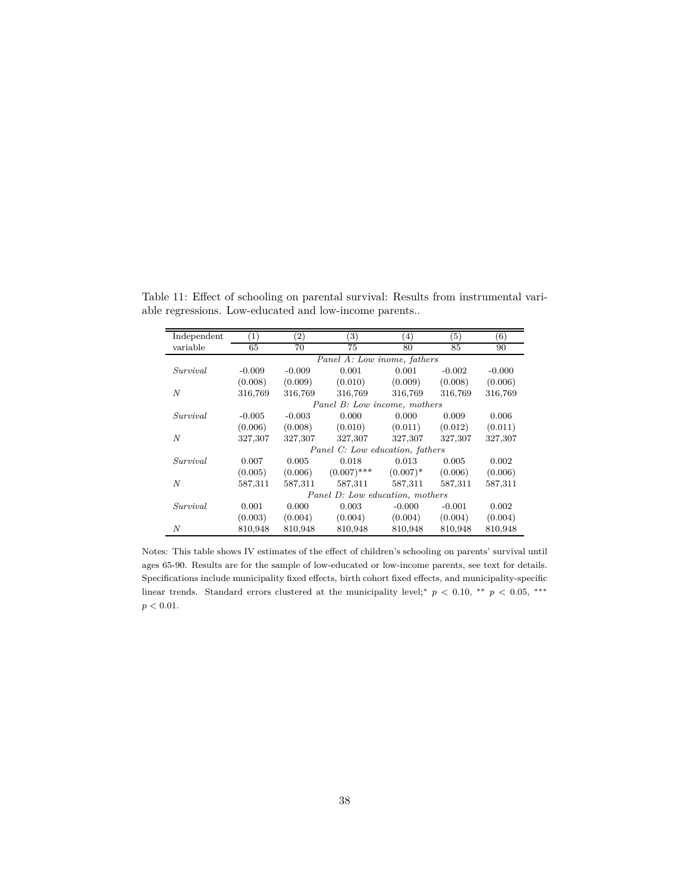Table 11: Effect of schooling on parental survival: Results from instrumental variable regressions. Low-educated and low-income parents..

| Independent variable | (1) 65 | (2) 70 | (3) 75 | (4) 80 | (5) 85 | (6) 90 |
|---|---|---|---|---|---|---|
| | *Panel A: Low inome, fathers* | | | | | |
| *Survival* | -0.009 | -0.009 | 0.001 | 0.001 | -0.002 | -0.000 |
| | (0.008) | (0.009) | (0.010) | (0.009) | (0.008) | (0.006) |
| *N* | 316,769 | 316,769 | 316,769 | 316,769 | 316,769 | 316,769 |
| | *Panel B: Low income, mothers* | | | | | |
| *Survival* | -0.005 | -0.003 | 0.000 | 0.000 | 0.009 | 0.006 |
| | (0.006) | (0.008) | (0.010) | (0.011) | (0.012) | (0.011) |
| *N* | 327,307 | 327,307 | 327,307 | 327,307 | 327,307 | 327,307 |
| | *Panel C: Low education, fathers* | | | | | |
| *Survival* | 0.007 | 0.005 | 0.018 | 0.013 | 0.005 | 0.002 |
| | (0.005) | (0.006) | (0.007)*** | (0.007)* | (0.006) | (0.006) |
| *N* | 587,311 | 587,311 | 587,311 | 587,311 | 587,311 | 587,311 |
| | *Panel D: Low education, mothers* | | | | | |
| *Survival* | 0.001 | 0.000 | 0.003 | -0.000 | -0.001 | 0.002 |
| | (0.003) | (0.004) | (0.004) | (0.004) | (0.004) | (0.004) |
| *N* | 810,948 | 810,948 | 810,948 | 810,948 | 810,948 | 810,948 |

Notes: This table shows IV estimates of the effect of children's schooling on parents' survival until ages 65-90. Results are for the sample of low-educated or low-income parents, see text for details. Specifications include municipality fixed effects, birth cohort fixed effects, and municipality-specific linear trends. Standard errors clustered at the municipality level;* $p < 0.10$, ** $p < 0.05$, *** $p < 0.01$.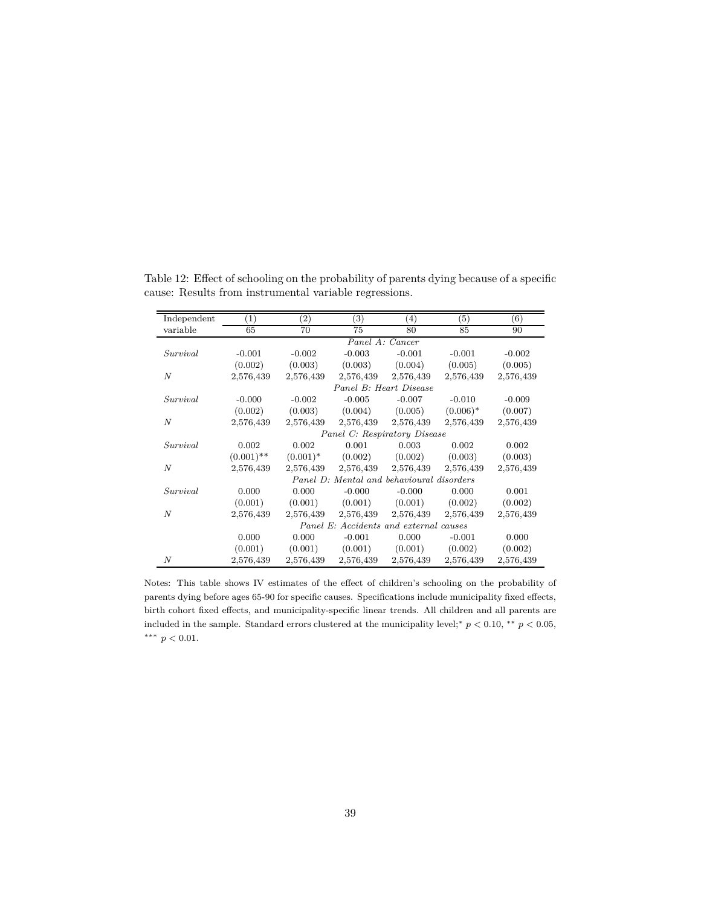Table 12: Effect of schooling on the probability of parents dying because of a specific cause: Results from instrumental variable regressions.

| Independent variable | (1) 65 | (2) 70 | (3) 75 | (4) 80 | (5) 85 | (6) 90 |
|---|---|---|---|---|---|---|
| | | | *Panel A: Cancer* | | | |
| *Survival* | -0.001 | -0.002 | -0.003 | -0.001 | -0.001 | -0.002 |
| | (0.002) | (0.003) | (0.003) | (0.004) | (0.005) | (0.005) |
| $N$ | 2,576,439 | 2,576,439 | 2,576,439 | 2,576,439 | 2,576,439 | 2,576,439 |
| | | | *Panel B: Heart Disease* | | | |
| *Survival* | -0.000 | -0.002 | -0.005 | -0.007 | -0.010 | -0.009 |
| | (0.002) | (0.003) | (0.004) | (0.005) | (0.006)* | (0.007) |
| $N$ | 2,576,439 | 2,576,439 | 2,576,439 | 2,576,439 | 2,576,439 | 2,576,439 |
| | | | *Panel C: Respiratory Disease* | | | |
| *Survival* | 0.002 | 0.002 | 0.001 | 0.003 | 0.002 | 0.002 |
| | (0.001)** | (0.001)* | (0.002) | (0.002) | (0.003) | (0.003) |
| $N$ | 2,576,439 | 2,576,439 | 2,576,439 | 2,576,439 | 2,576,439 | 2,576,439 |
| | | | *Panel D: Mental and behavioural disorders* | | | |
| *Survival* | 0.000 | 0.000 | -0.000 | -0.000 | 0.000 | 0.001 |
| | (0.001) | (0.001) | (0.001) | (0.001) | (0.002) | (0.002) |
| $N$ | 2,576,439 | 2,576,439 | 2,576,439 | 2,576,439 | 2,576,439 | 2,576,439 |
| | | | *Panel E: Accidents and external causes* | | | |
| | 0.000 | 0.000 | -0.001 | 0.000 | -0.001 | 0.000 |
| | (0.001) | (0.001) | (0.001) | (0.001) | (0.002) | (0.002) |
| $N$ | 2,576,439 | 2,576,439 | 2,576,439 | 2,576,439 | 2,576,439 | 2,576,439 |

Notes: This table shows IV estimates of the effect of children's schooling on the probability of parents dying before ages 65-90 for specific causes. Specifications include municipality fixed effects, birth cohort fixed effects, and municipality-specific linear trends. All children and all parents are included in the sample. Standard errors clustered at the municipality level;* $p < 0.10$, ** $p < 0.05$, *** $p < 0.01$.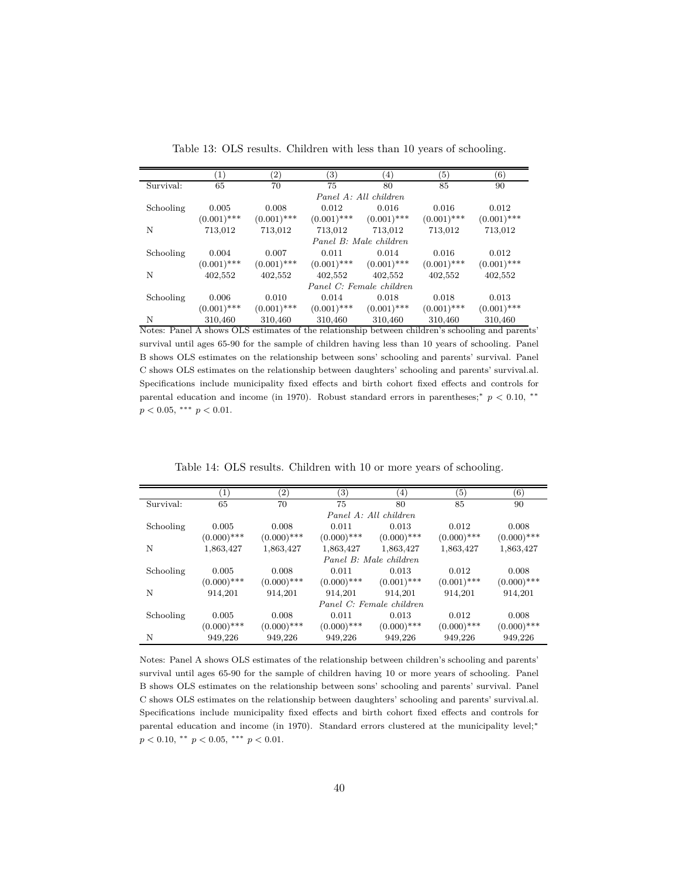Table 13: OLS results. Children with less than 10 years of schooling.

| | (1) | (2) | (3) | (4) | (5) | (6) |
|---|---|---|---|---|---|---|
| Survival: | 65 | 70 | 75 | 80 | 85 | 90 |
| | | | *Panel A: All children* | | | |
| Schooling | 0.005 | 0.008 | 0.012 | 0.016 | 0.016 | 0.012 |
| | (0.001)*** | (0.001)*** | (0.001)*** | (0.001)*** | (0.001)*** | (0.001)*** |
| N | 713,012 | 713,012 | 713,012 | 713,012 | 713,012 | 713,012 |
| | | | *Panel B: Male children* | | | |
| Schooling | 0.004 | 0.007 | 0.011 | 0.014 | 0.016 | 0.012 |
| | (0.001)*** | (0.001)*** | (0.001)*** | (0.001)*** | (0.001)*** | (0.001)*** |
| N | 402,552 | 402,552 | 402,552 | 402,552 | 402,552 | 402,552 |
| | | | *Panel C: Female children* | | | |
| Schooling | 0.006 | 0.010 | 0.014 | 0.018 | 0.018 | 0.013 |
| | (0.001)*** | (0.001)*** | (0.001)*** | (0.001)*** | (0.001)*** | (0.001)*** |
| N | 310,460 | 310,460 | 310,460 | 310,460 | 310,460 | 310,460 |

Notes: Panel A shows OLS estimates of the relationship between children's schooling and parents' survival until ages 65-90 for the sample of children having less than 10 years of schooling. Panel B shows OLS estimates on the relationship between sons' schooling and parents' survival. Panel C shows OLS estimates on the relationship between daughters' schooling and parents' survival.al. Specifications include municipality fixed effects and birth cohort fixed effects and controls for parental education and income (in 1970). Robust standard errors in parentheses;* $p < 0.10$, ** $p < 0.05$, *** $p < 0.01$.

Table 14: OLS results. Children with 10 or more years of schooling.

| | (1) | (2) | (3) | (4) | (5) | (6) |
|---|---|---|---|---|---|---|
| Survival: | 65 | 70 | 75 | 80 | 85 | 90 |
| | | | *Panel A: All children* | | | |
| Schooling | 0.005 | 0.008 | 0.011 | 0.013 | 0.012 | 0.008 |
| | (0.000)*** | (0.000)*** | (0.000)*** | (0.000)*** | (0.000)*** | (0.000)*** |
| N | 1,863,427 | 1,863,427 | 1,863,427 | 1,863,427 | 1,863,427 | 1,863,427 |
| | | | *Panel B: Male children* | | | |
| Schooling | 0.005 | 0.008 | 0.011 | 0.013 | 0.012 | 0.008 |
| | (0.000)*** | (0.000)*** | (0.000)*** | (0.001)*** | (0.001)*** | (0.000)*** |
| N | 914,201 | 914,201 | 914,201 | 914,201 | 914,201 | 914,201 |
| | | | *Panel C: Female children* | | | |
| Schooling | 0.005 | 0.008 | 0.011 | 0.013 | 0.012 | 0.008 |
| | (0.000)*** | (0.000)*** | (0.000)*** | (0.000)*** | (0.000)*** | (0.000)*** |
| N | 949,226 | 949,226 | 949,226 | 949,226 | 949,226 | 949,226 |

Notes: Panel A shows OLS estimates of the relationship between children's schooling and parents' survival until ages 65-90 for the sample of children having 10 or more years of schooling. Panel B shows OLS estimates on the relationship between sons' schooling and parents' survival. Panel C shows OLS estimates on the relationship between daughters' schooling and parents' survival.al. Specifications include municipality fixed effects and birth cohort fixed effects and controls for parental education and income (in 1970). Standard errors clustered at the municipality level;* $p < 0.10$, ** $p < 0.05$, *** $p < 0.01$.